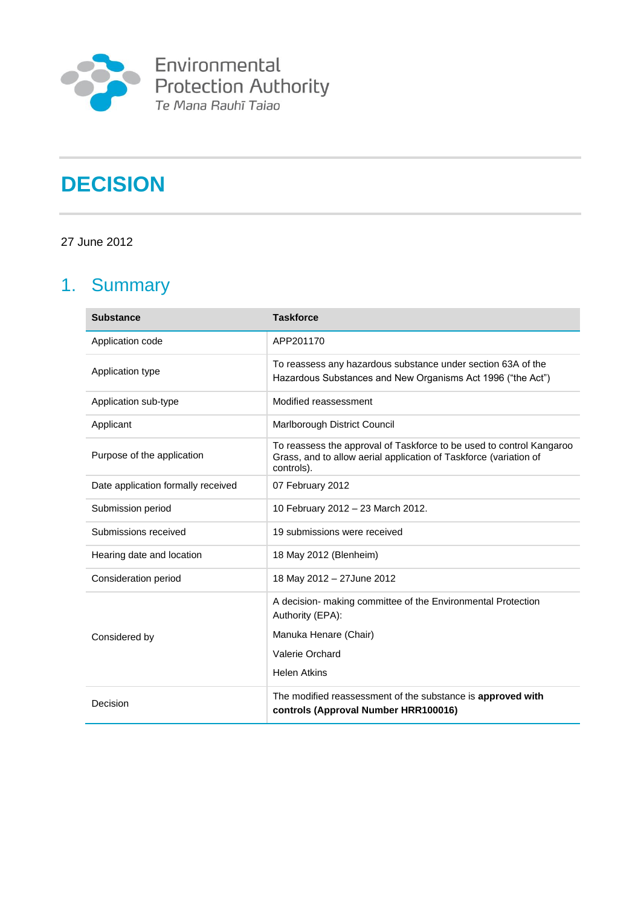Environmental Protection Authority
*Te Mana Rauhī Taiao*

# DECISION

27 June 2012

## 1. Summary

| Substance | Taskforce |
|---|---|
| Application code | APP201170 |
| Application type | To reassess any hazardous substance under section 63A of the Hazardous Substances and New Organisms Act 1996 ("the Act") |
| Application sub-type | Modified reassessment |
| Applicant | Marlborough District Council |
| Purpose of the application | To reassess the approval of Taskforce to be used to control Kangaroo Grass, and to allow aerial application of Taskforce (variation of controls). |
| Date application formally received | 07 February 2012 |
| Submission period | 10 February 2012 – 23 March 2012. |
| Submissions received | 19 submissions were received |
| Hearing date and location | 18 May 2012 (Blenheim) |
| Consideration period | 18 May 2012 – 27June 2012 |
| Considered by | A decision- making committee of the Environmental Protection Authority (EPA):<br>Manuka Henare (Chair)<br>Valerie Orchard<br>Helen Atkins |
| Decision | The modified reassessment of the substance is **approved with controls (Approval Number HRR100016)** |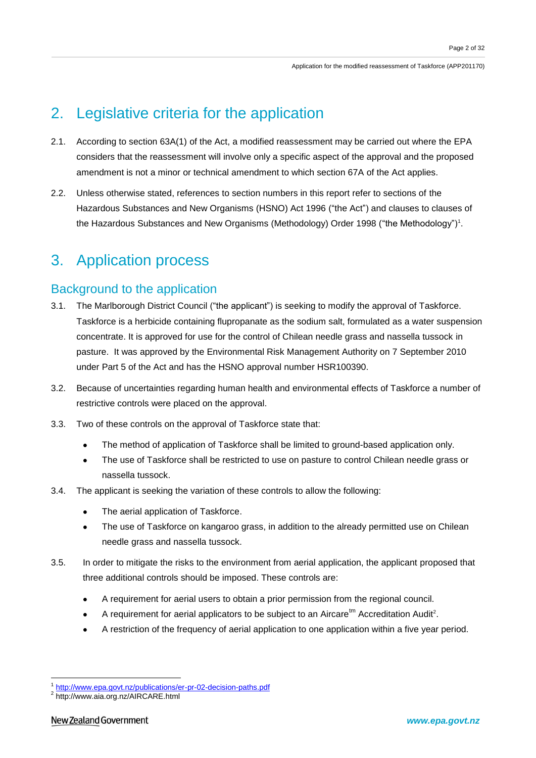## 2. Legislative criteria for the application

2.1. According to section 63A(1) of the Act, a modified reassessment may be carried out where the EPA considers that the reassessment will involve only a specific aspect of the approval and the proposed amendment is not a minor or technical amendment to which section 67A of the Act applies.

2.2. Unless otherwise stated, references to section numbers in this report refer to sections of the Hazardous Substances and New Organisms (HSNO) Act 1996 ("the Act") and clauses to clauses of the Hazardous Substances and New Organisms (Methodology) Order 1998 ("the Methodology")[1].

## 3. Application process

### Background to the application

3.1. The Marlborough District Council ("the applicant") is seeking to modify the approval of Taskforce. Taskforce is a herbicide containing flupropanate as the sodium salt, formulated as a water suspension concentrate. It is approved for use for the control of Chilean needle grass and nassella tussock in pasture. It was approved by the Environmental Risk Management Authority on 7 September 2010 under Part 5 of the Act and has the HSNO approval number HSR100390.

3.2. Because of uncertainties regarding human health and environmental effects of Taskforce a number of restrictive controls were placed on the approval.

3.3. Two of these controls on the approval of Taskforce state that:

- The method of application of Taskforce shall be limited to ground-based application only.
- The use of Taskforce shall be restricted to use on pasture to control Chilean needle grass or nassella tussock.

3.4. The applicant is seeking the variation of these controls to allow the following:

- The aerial application of Taskforce.
- The use of Taskforce on kangaroo grass, in addition to the already permitted use on Chilean needle grass and nassella tussock.

3.5. In order to mitigate the risks to the environment from aerial application, the applicant proposed that three additional controls should be imposed. These controls are:

- A requirement for aerial users to obtain a prior permission from the regional council.
- A requirement for aerial applicators to be subject to an Aircare™ Accreditation Audit[2].
- A restriction of the frequency of aerial application to one application within a five year period.

---

[1] http://www.epa.govt.nz/publications/er-pr-02-decision-paths.pdf

[2] http://www.aia.org.nz/AIRCARE.html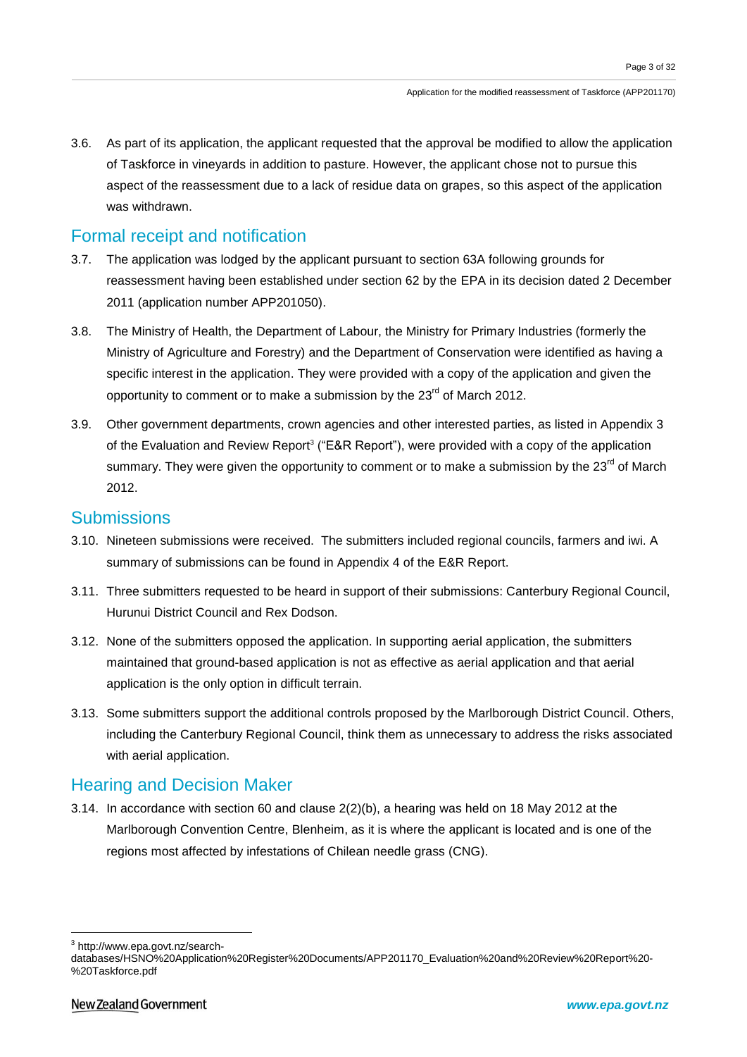3.6. As part of its application, the applicant requested that the approval be modified to allow the application of Taskforce in vineyards in addition to pasture. However, the applicant chose not to pursue this aspect of the reassessment due to a lack of residue data on grapes, so this aspect of the application was withdrawn.

## Formal receipt and notification

3.7. The application was lodged by the applicant pursuant to section 63A following grounds for reassessment having been established under section 62 by the EPA in its decision dated 2 December 2011 (application number APP201050).

3.8. The Ministry of Health, the Department of Labour, the Ministry for Primary Industries (formerly the Ministry of Agriculture and Forestry) and the Department of Conservation were identified as having a specific interest in the application. They were provided with a copy of the application and given the opportunity to comment or to make a submission by the 23rd of March 2012.

3.9. Other government departments, crown agencies and other interested parties, as listed in Appendix 3 of the Evaluation and Review Report[3] ("E&R Report"), were provided with a copy of the application summary. They were given the opportunity to comment or to make a submission by the 23rd of March 2012.

## Submissions

3.10. Nineteen submissions were received. The submitters included regional councils, farmers and iwi. A summary of submissions can be found in Appendix 4 of the E&R Report.

3.11. Three submitters requested to be heard in support of their submissions: Canterbury Regional Council, Hurunui District Council and Rex Dodson.

3.12. None of the submitters opposed the application. In supporting aerial application, the submitters maintained that ground-based application is not as effective as aerial application and that aerial application is the only option in difficult terrain.

3.13. Some submitters support the additional controls proposed by the Marlborough District Council. Others, including the Canterbury Regional Council, think them as unnecessary to address the risks associated with aerial application.

## Hearing and Decision Maker

3.14. In accordance with section 60 and clause 2(2)(b), a hearing was held on 18 May 2012 at the Marlborough Convention Centre, Blenheim, as it is where the applicant is located and is one of the regions most affected by infestations of Chilean needle grass (CNG).

---

[3] http://www.epa.govt.nz/search-databases/HSNO%20Application%20Register%20Documents/APP201170_Evaluation%20and%20Review%20Report%20-%20Taskforce.pdf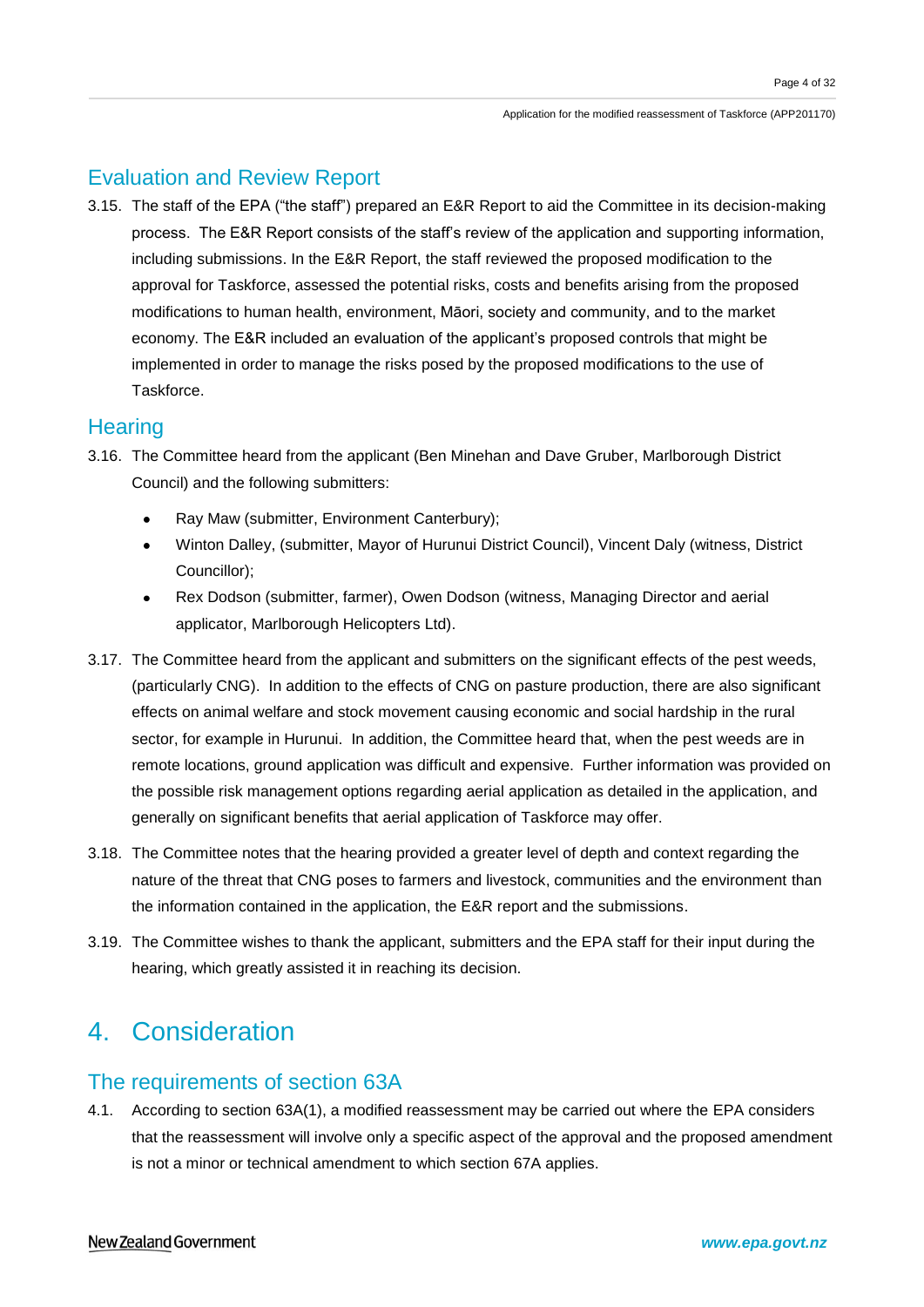## Evaluation and Review Report

3.15. The staff of the EPA ("the staff") prepared an E&R Report to aid the Committee in its decision-making process. The E&R Report consists of the staff's review of the application and supporting information, including submissions. In the E&R Report, the staff reviewed the proposed modification to the approval for Taskforce, assessed the potential risks, costs and benefits arising from the proposed modifications to human health, environment, Māori, society and community, and to the market economy. The E&R included an evaluation of the applicant's proposed controls that might be implemented in order to manage the risks posed by the proposed modifications to the use of Taskforce.

## Hearing

3.16. The Committee heard from the applicant (Ben Minehan and Dave Gruber, Marlborough District Council) and the following submitters:

- Ray Maw (submitter, Environment Canterbury);
- Winton Dalley, (submitter, Mayor of Hurunui District Council), Vincent Daly (witness, District Councillor);
- Rex Dodson (submitter, farmer), Owen Dodson (witness, Managing Director and aerial applicator, Marlborough Helicopters Ltd).

3.17. The Committee heard from the applicant and submitters on the significant effects of the pest weeds, (particularly CNG). In addition to the effects of CNG on pasture production, there are also significant effects on animal welfare and stock movement causing economic and social hardship in the rural sector, for example in Hurunui. In addition, the Committee heard that, when the pest weeds are in remote locations, ground application was difficult and expensive. Further information was provided on the possible risk management options regarding aerial application as detailed in the application, and generally on significant benefits that aerial application of Taskforce may offer.

3.18. The Committee notes that the hearing provided a greater level of depth and context regarding the nature of the threat that CNG poses to farmers and livestock, communities and the environment than the information contained in the application, the E&R report and the submissions.

3.19. The Committee wishes to thank the applicant, submitters and the EPA staff for their input during the hearing, which greatly assisted it in reaching its decision.

# 4. Consideration

## The requirements of section 63A

4.1. According to section 63A(1), a modified reassessment may be carried out where the EPA considers that the reassessment will involve only a specific aspect of the approval and the proposed amendment is not a minor or technical amendment to which section 67A applies.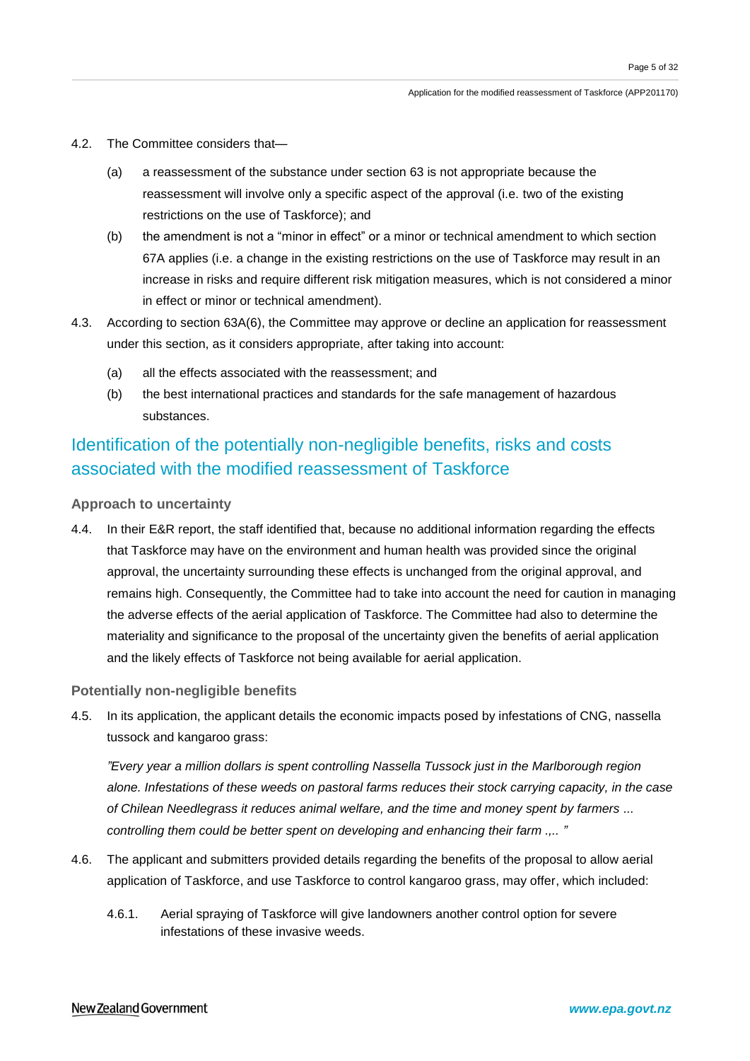4.2. The Committee considers that—

(a) a reassessment of the substance under section 63 is not appropriate because the reassessment will involve only a specific aspect of the approval (i.e. two of the existing restrictions on the use of Taskforce); and

(b) the amendment is not a “minor in effect” or a minor or technical amendment to which section 67A applies (i.e. a change in the existing restrictions on the use of Taskforce may result in an increase in risks and require different risk mitigation measures, which is not considered a minor in effect or minor or technical amendment).

4.3. According to section 63A(6), the Committee may approve or decline an application for reassessment under this section, as it considers appropriate, after taking into account:

(a) all the effects associated with the reassessment; and

(b) the best international practices and standards for the safe management of hazardous substances.

## Identification of the potentially non-negligible benefits, risks and costs associated with the modified reassessment of Taskforce

### Approach to uncertainty

4.4. In their E&R report, the staff identified that, because no additional information regarding the effects that Taskforce may have on the environment and human health was provided since the original approval, the uncertainty surrounding these effects is unchanged from the original approval, and remains high. Consequently, the Committee had to take into account the need for caution in managing the adverse effects of the aerial application of Taskforce. The Committee had also to determine the materiality and significance to the proposal of the uncertainty given the benefits of aerial application and the likely effects of Taskforce not being available for aerial application.

### Potentially non-negligible benefits

4.5. In its application, the applicant details the economic impacts posed by infestations of CNG, nassella tussock and kangaroo grass:

*”Every year a million dollars is spent controlling Nassella Tussock just in the Marlborough region alone. Infestations of these weeds on pastoral farms reduces their stock carrying capacity, in the case of Chilean Needlegrass it reduces animal welfare, and the time and money spent by farmers ... controlling them could be better spent on developing and enhancing their farm .,.. ”*

4.6. The applicant and submitters provided details regarding the benefits of the proposal to allow aerial application of Taskforce, and use Taskforce to control kangaroo grass, may offer, which included:

4.6.1. Aerial spraying of Taskforce will give landowners another control option for severe infestations of these invasive weeds.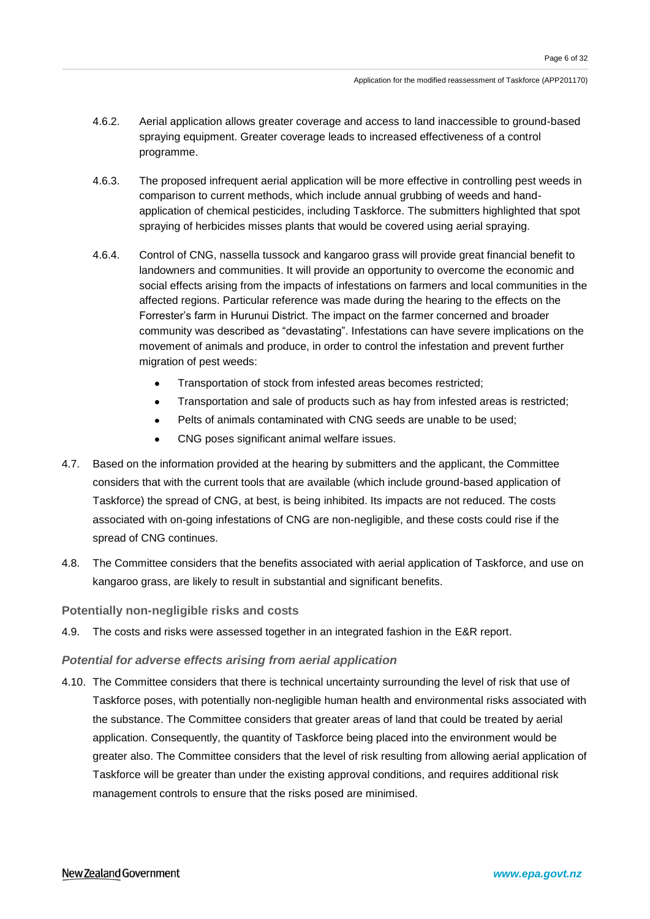4.6.2. Aerial application allows greater coverage and access to land inaccessible to ground-based spraying equipment. Greater coverage leads to increased effectiveness of a control programme.

4.6.3. The proposed infrequent aerial application will be more effective in controlling pest weeds in comparison to current methods, which include annual grubbing of weeds and hand-application of chemical pesticides, including Taskforce. The submitters highlighted that spot spraying of herbicides misses plants that would be covered using aerial spraying.

4.6.4. Control of CNG, nassella tussock and kangaroo grass will provide great financial benefit to landowners and communities. It will provide an opportunity to overcome the economic and social effects arising from the impacts of infestations on farmers and local communities in the affected regions. Particular reference was made during the hearing to the effects on the Forrester's farm in Hurunui District. The impact on the farmer concerned and broader community was described as "devastating". Infestations can have severe implications on the movement of animals and produce, in order to control the infestation and prevent further migration of pest weeds:

- Transportation of stock from infested areas becomes restricted;
- Transportation and sale of products such as hay from infested areas is restricted;
- Pelts of animals contaminated with CNG seeds are unable to be used;
- CNG poses significant animal welfare issues.

4.7. Based on the information provided at the hearing by submitters and the applicant, the Committee considers that with the current tools that are available (which include ground-based application of Taskforce) the spread of CNG, at best, is being inhibited. Its impacts are not reduced. The costs associated with on-going infestations of CNG are non-negligible, and these costs could rise if the spread of CNG continues.

4.8. The Committee considers that the benefits associated with aerial application of Taskforce, and use on kangaroo grass, are likely to result in substantial and significant benefits.

### Potentially non-negligible risks and costs

4.9. The costs and risks were assessed together in an integrated fashion in the E&R report.

#### *Potential for adverse effects arising from aerial application*

4.10. The Committee considers that there is technical uncertainty surrounding the level of risk that use of Taskforce poses, with potentially non-negligible human health and environmental risks associated with the substance. The Committee considers that greater areas of land that could be treated by aerial application. Consequently, the quantity of Taskforce being placed into the environment would be greater also. The Committee considers that the level of risk resulting from allowing aerial application of Taskforce will be greater than under the existing approval conditions, and requires additional risk management controls to ensure that the risks posed are minimised.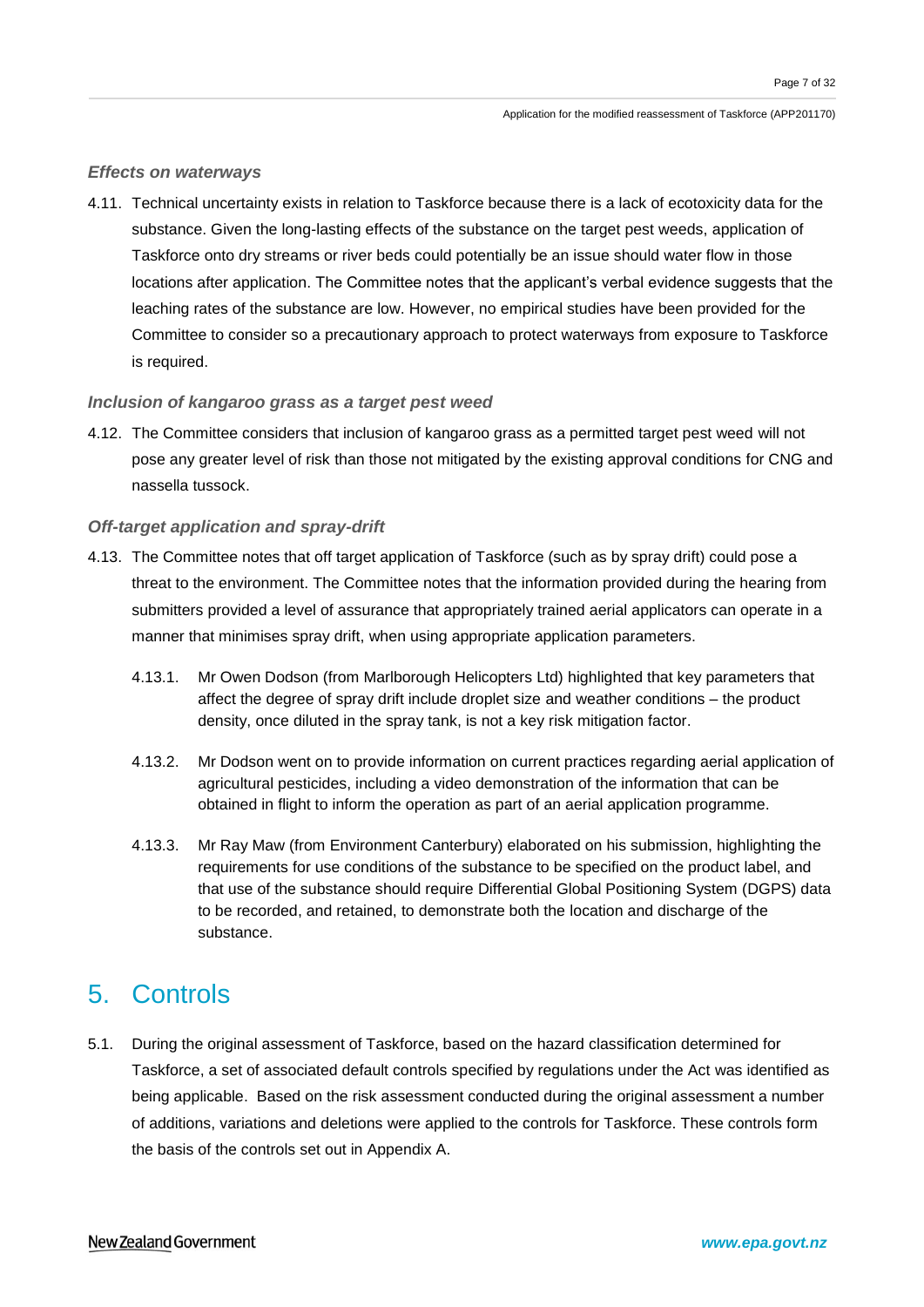### *Effects on waterways*

4.11. Technical uncertainty exists in relation to Taskforce because there is a lack of ecotoxicity data for the substance. Given the long-lasting effects of the substance on the target pest weeds, application of Taskforce onto dry streams or river beds could potentially be an issue should water flow in those locations after application. The Committee notes that the applicant's verbal evidence suggests that the leaching rates of the substance are low. However, no empirical studies have been provided for the Committee to consider so a precautionary approach to protect waterways from exposure to Taskforce is required.

### *Inclusion of kangaroo grass as a target pest weed*

4.12. The Committee considers that inclusion of kangaroo grass as a permitted target pest weed will not pose any greater level of risk than those not mitigated by the existing approval conditions for CNG and nassella tussock.

### *Off-target application and spray-drift*

4.13. The Committee notes that off target application of Taskforce (such as by spray drift) could pose a threat to the environment. The Committee notes that the information provided during the hearing from submitters provided a level of assurance that appropriately trained aerial applicators can operate in a manner that minimises spray drift, when using appropriate application parameters.

4.13.1. Mr Owen Dodson (from Marlborough Helicopters Ltd) highlighted that key parameters that affect the degree of spray drift include droplet size and weather conditions – the product density, once diluted in the spray tank, is not a key risk mitigation factor.

4.13.2. Mr Dodson went on to provide information on current practices regarding aerial application of agricultural pesticides, including a video demonstration of the information that can be obtained in flight to inform the operation as part of an aerial application programme.

4.13.3. Mr Ray Maw (from Environment Canterbury) elaborated on his submission, highlighting the requirements for use conditions of the substance to be specified on the product label, and that use of the substance should require Differential Global Positioning System (DGPS) data to be recorded, and retained, to demonstrate both the location and discharge of the substance.

# 5. Controls

5.1. During the original assessment of Taskforce, based on the hazard classification determined for Taskforce, a set of associated default controls specified by regulations under the Act was identified as being applicable. Based on the risk assessment conducted during the original assessment a number of additions, variations and deletions were applied to the controls for Taskforce. These controls form the basis of the controls set out in Appendix A.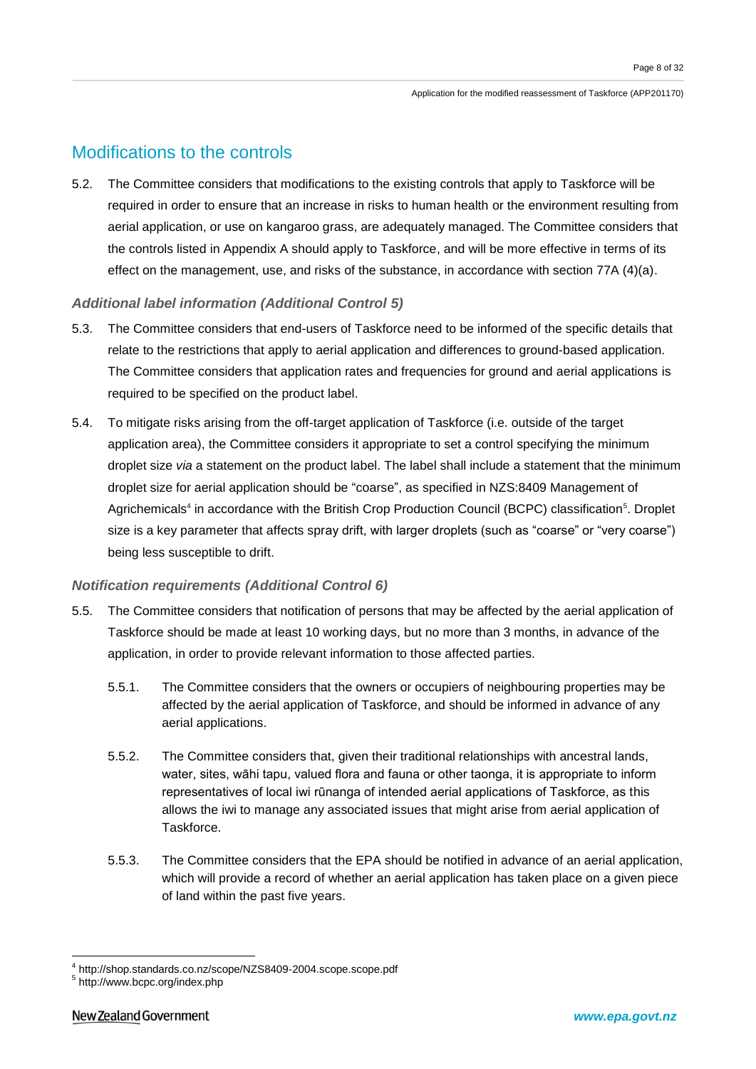## Modifications to the controls

5.2. The Committee considers that modifications to the existing controls that apply to Taskforce will be required in order to ensure that an increase in risks to human health or the environment resulting from aerial application, or use on kangaroo grass, are adequately managed. The Committee considers that the controls listed in Appendix A should apply to Taskforce, and will be more effective in terms of its effect on the management, use, and risks of the substance, in accordance with section 77A (4)(a).

### *Additional label information (Additional Control 5)*

5.3. The Committee considers that end-users of Taskforce need to be informed of the specific details that relate to the restrictions that apply to aerial application and differences to ground-based application. The Committee considers that application rates and frequencies for ground and aerial applications is required to be specified on the product label.

5.4. To mitigate risks arising from the off-target application of Taskforce (i.e. outside of the target application area), the Committee considers it appropriate to set a control specifying the minimum droplet size *via* a statement on the product label. The label shall include a statement that the minimum droplet size for aerial application should be "coarse", as specified in NZS:8409 Management of Agrichemicals[4] in accordance with the British Crop Production Council (BCPC) classification[5]. Droplet size is a key parameter that affects spray drift, with larger droplets (such as "coarse" or "very coarse") being less susceptible to drift.

### *Notification requirements (Additional Control 6)*

5.5. The Committee considers that notification of persons that may be affected by the aerial application of Taskforce should be made at least 10 working days, but no more than 3 months, in advance of the application, in order to provide relevant information to those affected parties.

5.5.1. The Committee considers that the owners or occupiers of neighbouring properties may be affected by the aerial application of Taskforce, and should be informed in advance of any aerial applications.

5.5.2. The Committee considers that, given their traditional relationships with ancestral lands, water, sites, wāhi tapu, valued flora and fauna or other taonga, it is appropriate to inform representatives of local iwi rūnanga of intended aerial applications of Taskforce, as this allows the iwi to manage any associated issues that might arise from aerial application of Taskforce.

5.5.3. The Committee considers that the EPA should be notified in advance of an aerial application, which will provide a record of whether an aerial application has taken place on a given piece of land within the past five years.

---

[4] http://shop.standards.co.nz/scope/NZS8409-2004.scope.scope.pdf

[5] http://www.bcpc.org/index.php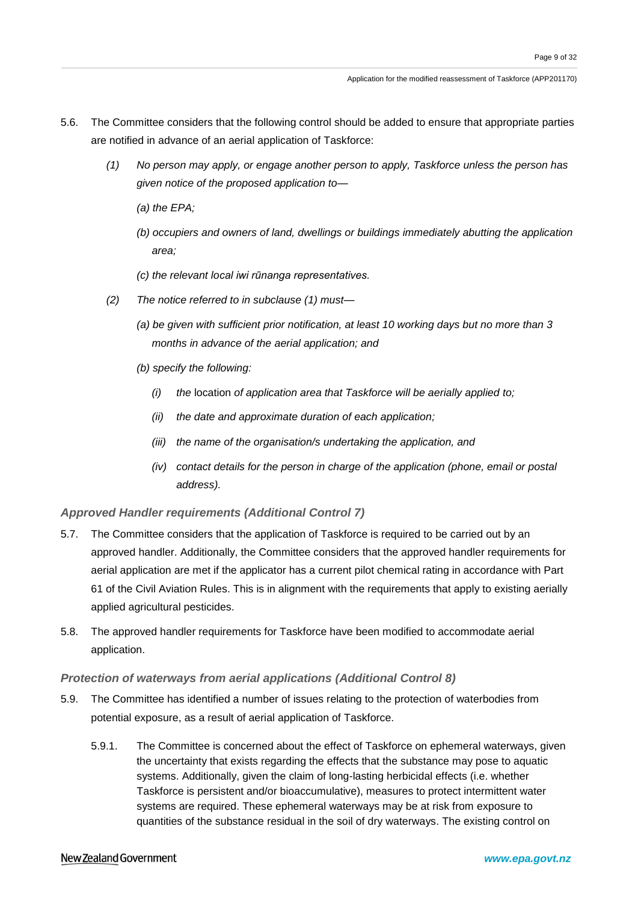5.6. The Committee considers that the following control should be added to ensure that appropriate parties are notified in advance of an aerial application of Taskforce:

> *(1) No person may apply, or engage another person to apply, Taskforce unless the person has given notice of the proposed application to—*
>
> *(a) the EPA;*
>
> *(b) occupiers and owners of land, dwellings or buildings immediately abutting the application area;*
>
> *(c) the relevant local iwi rūnanga representatives.*
>
> *(2) The notice referred to in subclause (1) must—*
>
> *(a) be given with sufficient prior notification, at least 10 working days but no more than 3 months in advance of the aerial application; and*
>
> *(b) specify the following:*
>
> *(i) the* location *of application area that Taskforce will be aerially applied to;*
>
> *(ii) the date and approximate duration of each application;*
>
> *(iii) the name of the organisation/s undertaking the application, and*
>
> *(iv) contact details for the person in charge of the application (phone, email or postal address).*

### *Approved Handler requirements (Additional Control 7)*

5.7. The Committee considers that the application of Taskforce is required to be carried out by an approved handler. Additionally, the Committee considers that the approved handler requirements for aerial application are met if the applicator has a current pilot chemical rating in accordance with Part 61 of the Civil Aviation Rules. This is in alignment with the requirements that apply to existing aerially applied agricultural pesticides.

5.8. The approved handler requirements for Taskforce have been modified to accommodate aerial application.

### *Protection of waterways from aerial applications (Additional Control 8)*

5.9. The Committee has identified a number of issues relating to the protection of waterbodies from potential exposure, as a result of aerial application of Taskforce.

5.9.1. The Committee is concerned about the effect of Taskforce on ephemeral waterways, given the uncertainty that exists regarding the effects that the substance may pose to aquatic systems. Additionally, given the claim of long-lasting herbicidal effects (i.e. whether Taskforce is persistent and/or bioaccumulative), measures to protect intermittent water systems are required. These ephemeral waterways may be at risk from exposure to quantities of the substance residual in the soil of dry waterways. The existing control on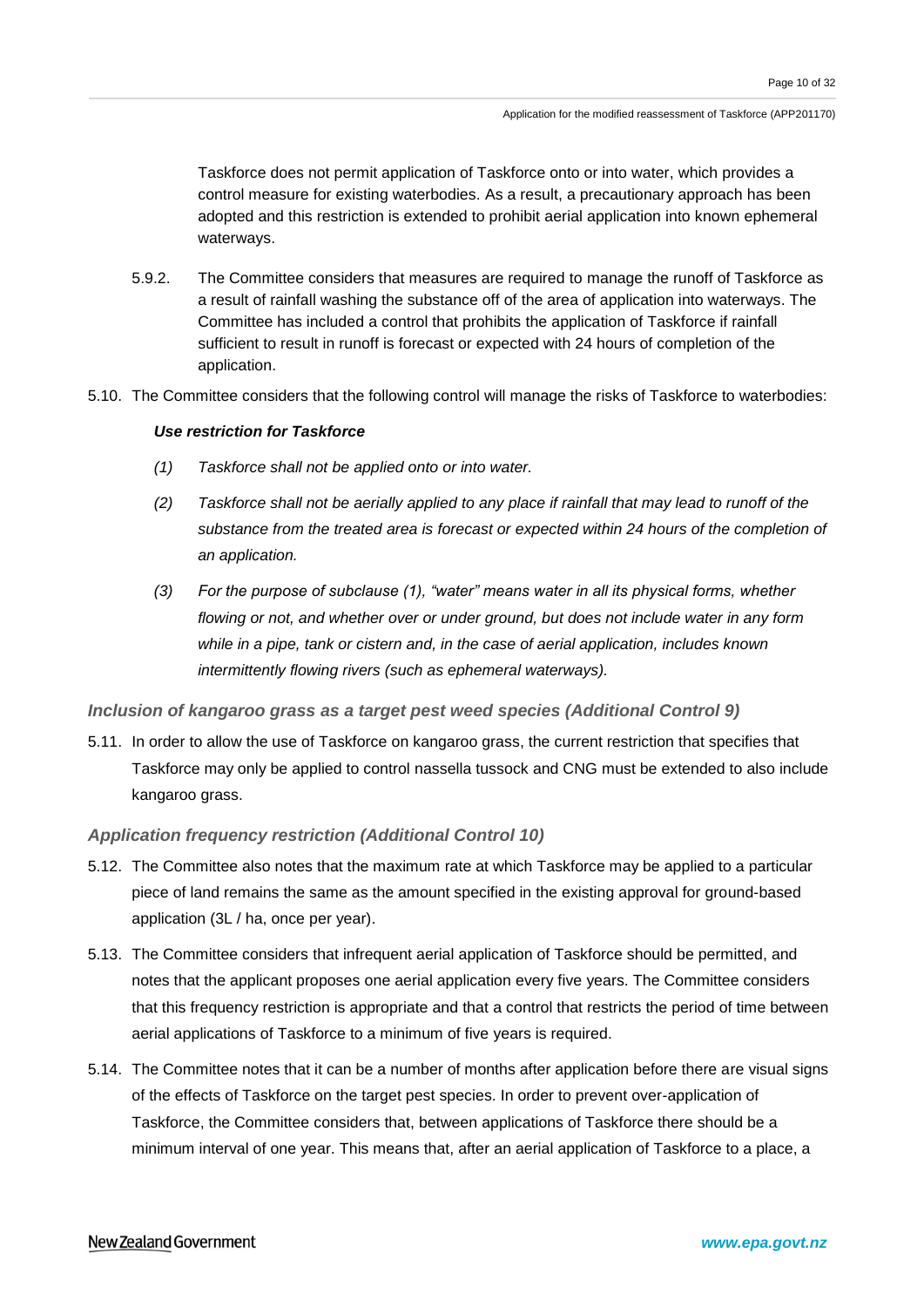Taskforce does not permit application of Taskforce onto or into water, which provides a control measure for existing waterbodies. As a result, a precautionary approach has been adopted and this restriction is extended to prohibit aerial application into known ephemeral waterways.

5.9.2. The Committee considers that measures are required to manage the runoff of Taskforce as a result of rainfall washing the substance off of the area of application into waterways. The Committee has included a control that prohibits the application of Taskforce if rainfall sufficient to result in runoff is forecast or expected with 24 hours of completion of the application.

5.10. The Committee considers that the following control will manage the risks of Taskforce to waterbodies:

***Use restriction for Taskforce***

*(1) Taskforce shall not be applied onto or into water.*

*(2) Taskforce shall not be aerially applied to any place if rainfall that may lead to runoff of the substance from the treated area is forecast or expected within 24 hours of the completion of an application.*

*(3) For the purpose of subclause (1), "water" means water in all its physical forms, whether flowing or not, and whether over or under ground, but does not include water in any form while in a pipe, tank or cistern and, in the case of aerial application, includes known intermittently flowing rivers (such as ephemeral waterways).*

### *Inclusion of kangaroo grass as a target pest weed species (Additional Control 9)*

5.11. In order to allow the use of Taskforce on kangaroo grass, the current restriction that specifies that Taskforce may only be applied to control nassella tussock and CNG must be extended to also include kangaroo grass.

### *Application frequency restriction (Additional Control 10)*

5.12. The Committee also notes that the maximum rate at which Taskforce may be applied to a particular piece of land remains the same as the amount specified in the existing approval for ground-based application (3L / ha, once per year).

5.13. The Committee considers that infrequent aerial application of Taskforce should be permitted, and notes that the applicant proposes one aerial application every five years. The Committee considers that this frequency restriction is appropriate and that a control that restricts the period of time between aerial applications of Taskforce to a minimum of five years is required.

5.14. The Committee notes that it can be a number of months after application before there are visual signs of the effects of Taskforce on the target pest species. In order to prevent over-application of Taskforce, the Committee considers that, between applications of Taskforce there should be a minimum interval of one year. This means that, after an aerial application of Taskforce to a place, a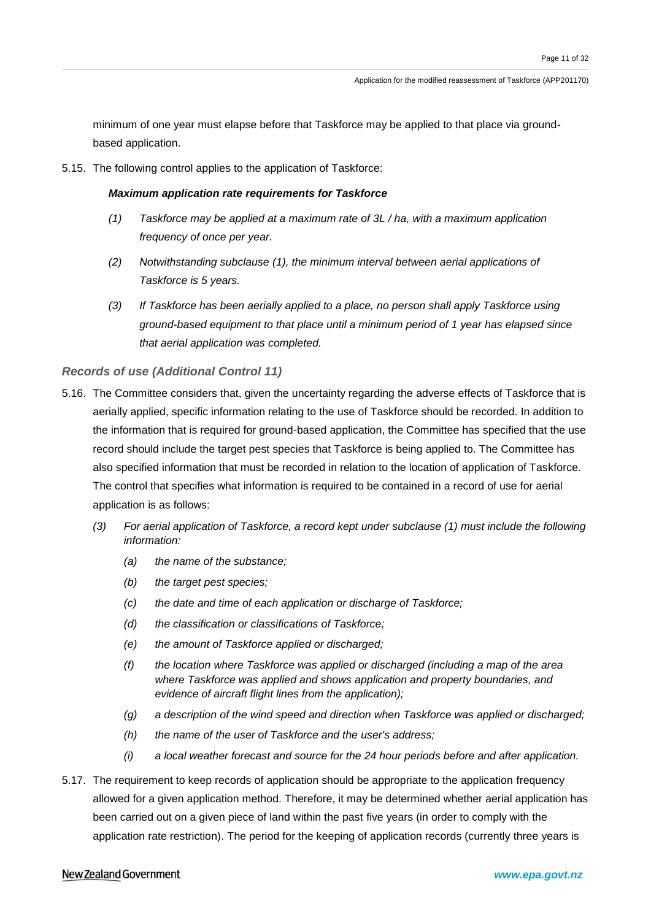minimum of one year must elapse before that Taskforce may be applied to that place via ground-based application.

5.15. The following control applies to the application of Taskforce:

***Maximum application rate requirements for Taskforce***

*(1) Taskforce may be applied at a maximum rate of 3L / ha, with a maximum application frequency of once per year.*

*(2) Notwithstanding subclause (1), the minimum interval between aerial applications of Taskforce is 5 years.*

*(3) If Taskforce has been aerially applied to a place, no person shall apply Taskforce using ground-based equipment to that place until a minimum period of 1 year has elapsed since that aerial application was completed.*

### *Records of use (Additional Control 11)*

5.16. The Committee considers that, given the uncertainty regarding the adverse effects of Taskforce that is aerially applied, specific information relating to the use of Taskforce should be recorded. In addition to the information that is required for ground-based application, the Committee has specified that the use record should include the target pest species that Taskforce is being applied to. The Committee has also specified information that must be recorded in relation to the location of application of Taskforce. The control that specifies what information is required to be contained in a record of use for aerial application is as follows:

*(3) For aerial application of Taskforce, a record kept under subclause (1) must include the following information:*

*(a) the name of the substance;*

*(b) the target pest species;*

*(c) the date and time of each application or discharge of Taskforce;*

*(d) the classification or classifications of Taskforce;*

*(e) the amount of Taskforce applied or discharged;*

*(f) the location where Taskforce was applied or discharged (including a map of the area where Taskforce was applied and shows application and property boundaries, and evidence of aircraft flight lines from the application);*

*(g) a description of the wind speed and direction when Taskforce was applied or discharged;*

*(h) the name of the user of Taskforce and the user's address;*

*(i) a local weather forecast and source for the 24 hour periods before and after application.*

5.17. The requirement to keep records of application should be appropriate to the application frequency allowed for a given application method. Therefore, it may be determined whether aerial application has been carried out on a given piece of land within the past five years (in order to comply with the application rate restriction). The period for the keeping of application records (currently three years is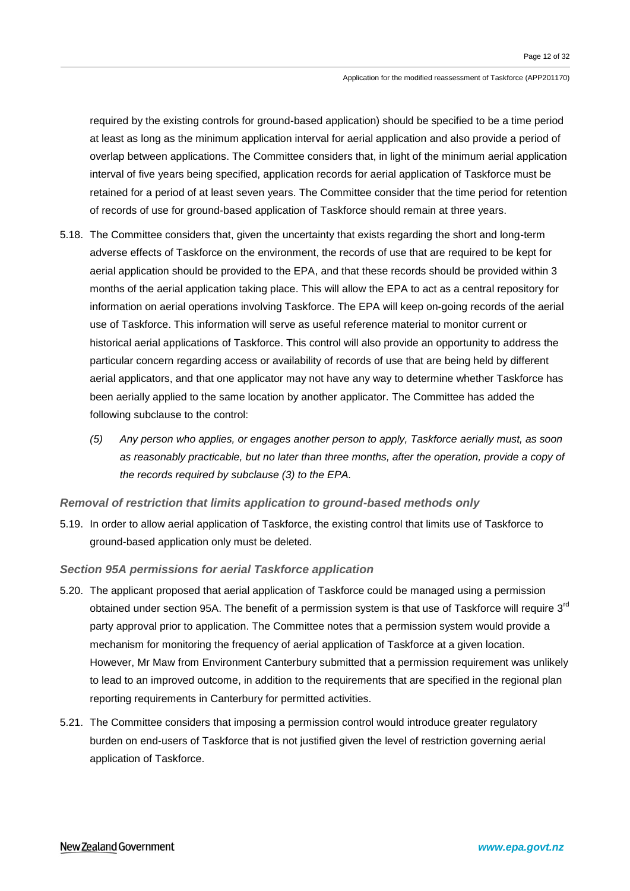required by the existing controls for ground-based application) should be specified to be a time period at least as long as the minimum application interval for aerial application and also provide a period of overlap between applications. The Committee considers that, in light of the minimum aerial application interval of five years being specified, application records for aerial application of Taskforce must be retained for a period of at least seven years. The Committee consider that the time period for retention of records of use for ground-based application of Taskforce should remain at three years.

5.18. The Committee considers that, given the uncertainty that exists regarding the short and long-term adverse effects of Taskforce on the environment, the records of use that are required to be kept for aerial application should be provided to the EPA, and that these records should be provided within 3 months of the aerial application taking place. This will allow the EPA to act as a central repository for information on aerial operations involving Taskforce. The EPA will keep on-going records of the aerial use of Taskforce. This information will serve as useful reference material to monitor current or historical aerial applications of Taskforce. This control will also provide an opportunity to address the particular concern regarding access or availability of records of use that are being held by different aerial applicators, and that one applicator may not have any way to determine whether Taskforce has been aerially applied to the same location by another applicator. The Committee has added the following subclause to the control:

*(5) Any person who applies, or engages another person to apply, Taskforce aerially must, as soon as reasonably practicable, but no later than three months, after the operation, provide a copy of the records required by subclause (3) to the EPA.*

### *Removal of restriction that limits application to ground-based methods only*

5.19. In order to allow aerial application of Taskforce, the existing control that limits use of Taskforce to ground-based application only must be deleted.

### *Section 95A permissions for aerial Taskforce application*

5.20. The applicant proposed that aerial application of Taskforce could be managed using a permission obtained under section 95A. The benefit of a permission system is that use of Taskforce will require 3rd party approval prior to application. The Committee notes that a permission system would provide a mechanism for monitoring the frequency of aerial application of Taskforce at a given location. However, Mr Maw from Environment Canterbury submitted that a permission requirement was unlikely to lead to an improved outcome, in addition to the requirements that are specified in the regional plan reporting requirements in Canterbury for permitted activities.

5.21. The Committee considers that imposing a permission control would introduce greater regulatory burden on end-users of Taskforce that is not justified given the level of restriction governing aerial application of Taskforce.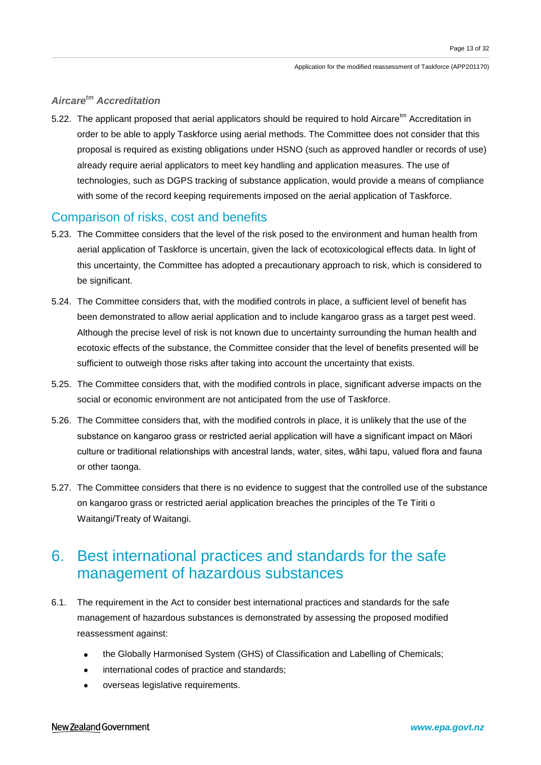### *Aircare^tm Accreditation*

5.22. The applicant proposed that aerial applicators should be required to hold Aircare^tm Accreditation in order to be able to apply Taskforce using aerial methods. The Committee does not consider that this proposal is required as existing obligations under HSNO (such as approved handler or records of use) already require aerial applicators to meet key handling and application measures. The use of technologies, such as DGPS tracking of substance application, would provide a means of compliance with some of the record keeping requirements imposed on the aerial application of Taskforce.

## Comparison of risks, cost and benefits

5.23. The Committee considers that the level of the risk posed to the environment and human health from aerial application of Taskforce is uncertain, given the lack of ecotoxicological effects data. In light of this uncertainty, the Committee has adopted a precautionary approach to risk, which is considered to be significant.

5.24. The Committee considers that, with the modified controls in place, a sufficient level of benefit has been demonstrated to allow aerial application and to include kangaroo grass as a target pest weed. Although the precise level of risk is not known due to uncertainty surrounding the human health and ecotoxic effects of the substance, the Committee consider that the level of benefits presented will be sufficient to outweigh those risks after taking into account the uncertainty that exists.

5.25. The Committee considers that, with the modified controls in place, significant adverse impacts on the social or economic environment are not anticipated from the use of Taskforce.

5.26. The Committee considers that, with the modified controls in place, it is unlikely that the use of the substance on kangaroo grass or restricted aerial application will have a significant impact on Māori culture or traditional relationships with ancestral lands, water, sites, wāhi tapu, valued flora and fauna or other taonga.

5.27. The Committee considers that there is no evidence to suggest that the controlled use of the substance on kangaroo grass or restricted aerial application breaches the principles of the Te Tiriti o Waitangi/Treaty of Waitangi.

# 6. Best international practices and standards for the safe management of hazardous substances

6.1. The requirement in the Act to consider best international practices and standards for the safe management of hazardous substances is demonstrated by assessing the proposed modified reassessment against:

- the Globally Harmonised System (GHS) of Classification and Labelling of Chemicals;
- international codes of practice and standards;
- overseas legislative requirements.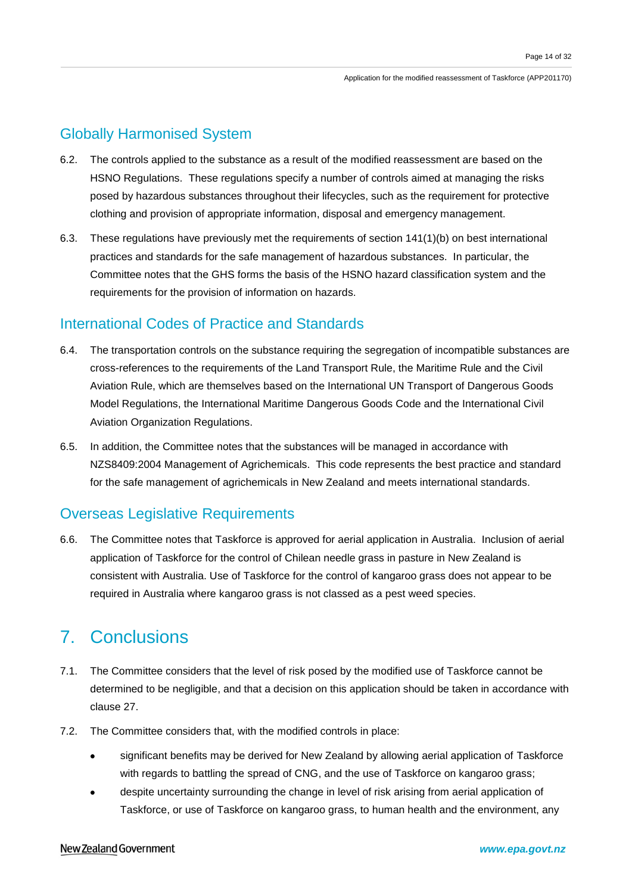## Globally Harmonised System

6.2. The controls applied to the substance as a result of the modified reassessment are based on the HSNO Regulations. These regulations specify a number of controls aimed at managing the risks posed by hazardous substances throughout their lifecycles, such as the requirement for protective clothing and provision of appropriate information, disposal and emergency management.

6.3. These regulations have previously met the requirements of section 141(1)(b) on best international practices and standards for the safe management of hazardous substances. In particular, the Committee notes that the GHS forms the basis of the HSNO hazard classification system and the requirements for the provision of information on hazards.

## International Codes of Practice and Standards

6.4. The transportation controls on the substance requiring the segregation of incompatible substances are cross-references to the requirements of the Land Transport Rule, the Maritime Rule and the Civil Aviation Rule, which are themselves based on the International UN Transport of Dangerous Goods Model Regulations, the International Maritime Dangerous Goods Code and the International Civil Aviation Organization Regulations.

6.5. In addition, the Committee notes that the substances will be managed in accordance with NZS8409:2004 Management of Agrichemicals. This code represents the best practice and standard for the safe management of agrichemicals in New Zealand and meets international standards.

## Overseas Legislative Requirements

6.6. The Committee notes that Taskforce is approved for aerial application in Australia. Inclusion of aerial application of Taskforce for the control of Chilean needle grass in pasture in New Zealand is consistent with Australia. Use of Taskforce for the control of kangaroo grass does not appear to be required in Australia where kangaroo grass is not classed as a pest weed species.

# 7. Conclusions

7.1. The Committee considers that the level of risk posed by the modified use of Taskforce cannot be determined to be negligible, and that a decision on this application should be taken in accordance with clause 27.

7.2. The Committee considers that, with the modified controls in place:

- significant benefits may be derived for New Zealand by allowing aerial application of Taskforce with regards to battling the spread of CNG, and the use of Taskforce on kangaroo grass;
- despite uncertainty surrounding the change in level of risk arising from aerial application of Taskforce, or use of Taskforce on kangaroo grass, to human health and the environment, any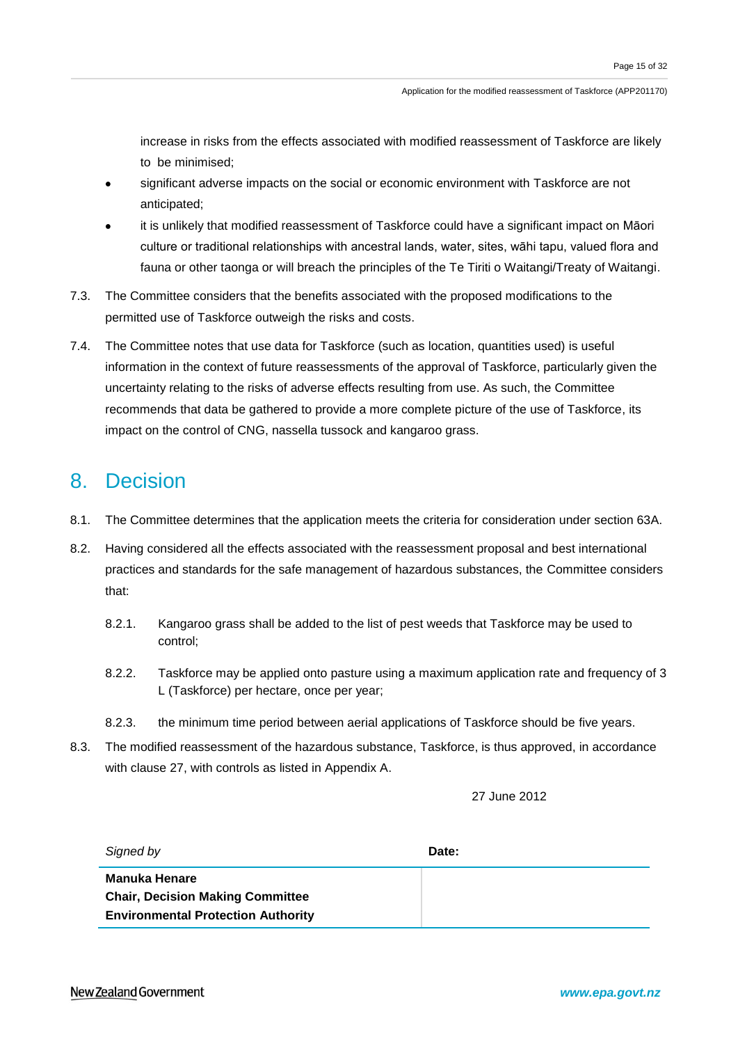increase in risks from the effects associated with modified reassessment of Taskforce are likely to be minimised;

- significant adverse impacts on the social or economic environment with Taskforce are not anticipated;
- it is unlikely that modified reassessment of Taskforce could have a significant impact on Māori culture or traditional relationships with ancestral lands, water, sites, wāhi tapu, valued flora and fauna or other taonga or will breach the principles of the Te Tiriti o Waitangi/Treaty of Waitangi.

7.3. The Committee considers that the benefits associated with the proposed modifications to the permitted use of Taskforce outweigh the risks and costs.

7.4. The Committee notes that use data for Taskforce (such as location, quantities used) is useful information in the context of future reassessments of the approval of Taskforce, particularly given the uncertainty relating to the risks of adverse effects resulting from use. As such, the Committee recommends that data be gathered to provide a more complete picture of the use of Taskforce, its impact on the control of CNG, nassella tussock and kangaroo grass.

# 8. Decision

8.1. The Committee determines that the application meets the criteria for consideration under section 63A.

8.2. Having considered all the effects associated with the reassessment proposal and best international practices and standards for the safe management of hazardous substances, the Committee considers that:

8.2.1. Kangaroo grass shall be added to the list of pest weeds that Taskforce may be used to control;

8.2.2. Taskforce may be applied onto pasture using a maximum application rate and frequency of 3 L (Taskforce) per hectare, once per year;

8.2.3. the minimum time period between aerial applications of Taskforce should be five years.

8.3. The modified reassessment of the hazardous substance, Taskforce, is thus approved, in accordance with clause 27, with controls as listed in Appendix A.

27 June 2012

| *Signed by* | **Date:** |
|---|---|
| **Manuka Henare**<br>**Chair, Decision Making Committee**<br>**Environmental Protection Authority** | |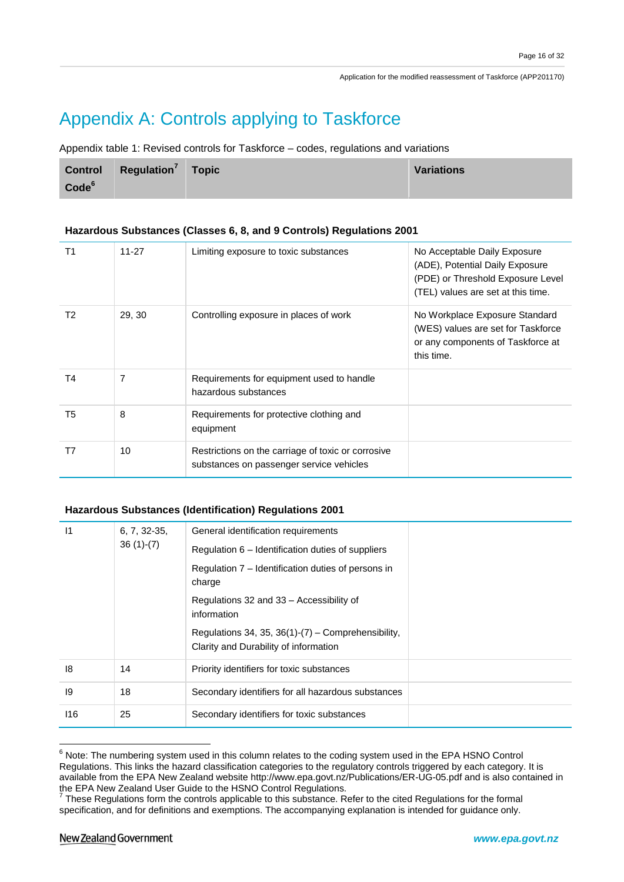# Appendix A: Controls applying to Taskforce

Appendix table 1: Revised controls for Taskforce – codes, regulations and variations

| Control Code[6] | Regulation[7] | Topic | Variations |
|---|---|---|---|
| **Hazardous Substances (Classes 6, 8, and 9 Controls) Regulations 2001** | | | |
| T1 | 11-27 | Limiting exposure to toxic substances | No Acceptable Daily Exposure (ADE), Potential Daily Exposure (PDE) or Threshold Exposure Level (TEL) values are set at this time. |
| T2 | 29, 30 | Controlling exposure in places of work | No Workplace Exposure Standard (WES) values are set for Taskforce or any components of Taskforce at this time. |
| T4 | 7 | Requirements for equipment used to handle hazardous substances | |
| T5 | 8 | Requirements for protective clothing and equipment | |
| T7 | 10 | Restrictions on the carriage of toxic or corrosive substances on passenger service vehicles | |
| **Hazardous Substances (Identification) Regulations 2001** | | | |
| I1 | 6, 7, 32-35, 36 (1)-(7) | General identification requirements<br>Regulation 6 – Identification duties of suppliers<br>Regulation 7 – Identification duties of persons in charge<br>Regulations 32 and 33 – Accessibility of information<br>Regulations 34, 35, 36(1)-(7) – Comprehensibility, Clarity and Durability of information | |
| I8 | 14 | Priority identifiers for toxic substances | |
| I9 | 18 | Secondary identifiers for all hazardous substances | |
| I16 | 25 | Secondary identifiers for toxic substances | |

[6] Note: The numbering system used in this column relates to the coding system used in the EPA HSNO Control Regulations. This links the hazard classification categories to the regulatory controls triggered by each category. It is available from the EPA New Zealand website http://www.epa.govt.nz/Publications/ER-UG-05.pdf and is also contained in the EPA New Zealand User Guide to the HSNO Control Regulations.

[7] These Regulations form the controls applicable to this substance. Refer to the cited Regulations for the formal specification, and for definitions and exemptions. The accompanying explanation is intended for guidance only.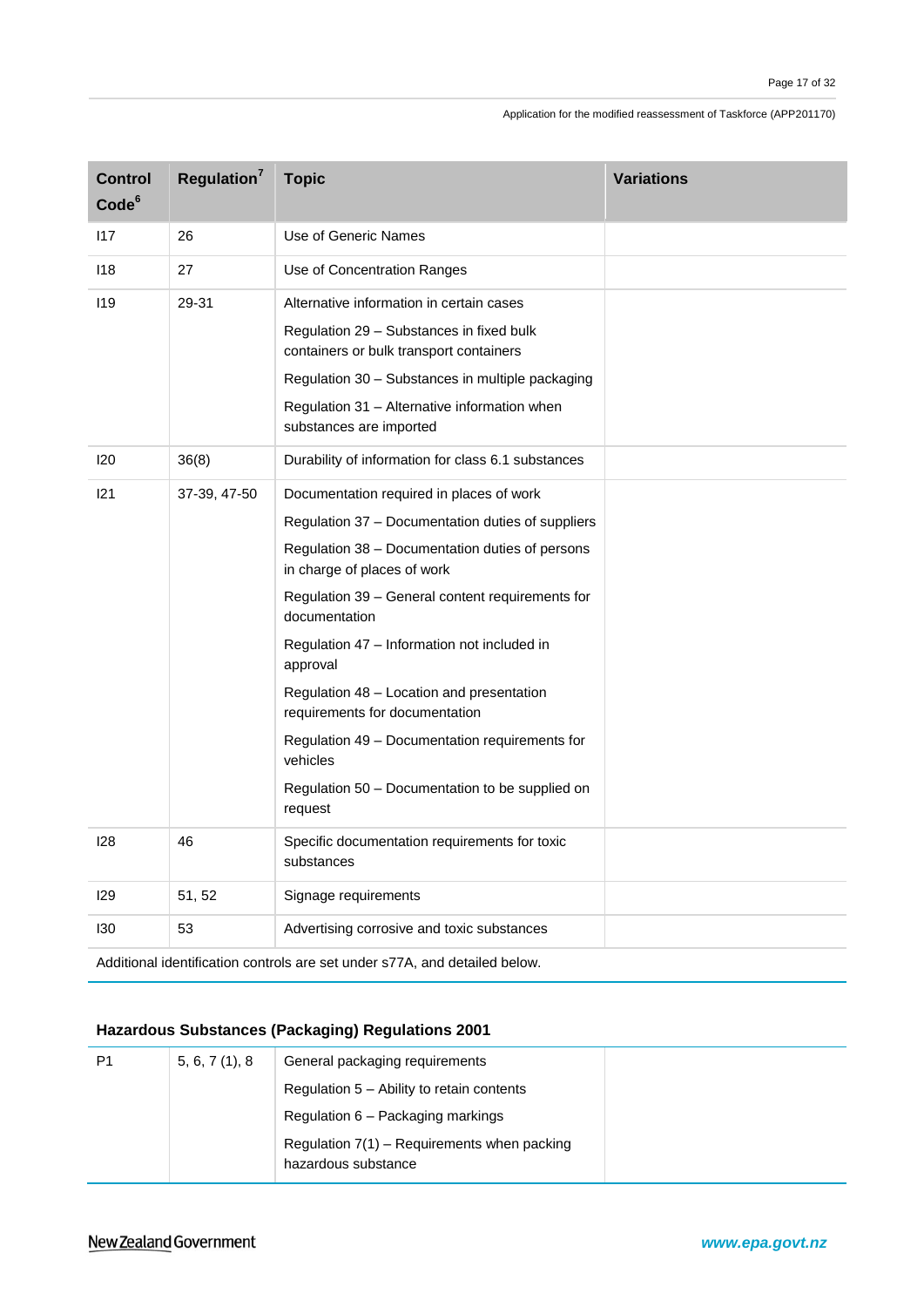| Control Code[6] | Regulation[7] | Topic | Variations |
|---|---|---|---|
| I17 | 26 | Use of Generic Names | |
| I18 | 27 | Use of Concentration Ranges | |
| I19 | 29-31 | Alternative information in certain cases<br>Regulation 29 – Substances in fixed bulk containers or bulk transport containers<br>Regulation 30 – Substances in multiple packaging<br>Regulation 31 – Alternative information when substances are imported | |
| I20 | 36(8) | Durability of information for class 6.1 substances | |
| I21 | 37-39, 47-50 | Documentation required in places of work<br>Regulation 37 – Documentation duties of suppliers<br>Regulation 38 – Documentation duties of persons in charge of places of work<br>Regulation 39 – General content requirements for documentation<br>Regulation 47 – Information not included in approval<br>Regulation 48 – Location and presentation requirements for documentation<br>Regulation 49 – Documentation requirements for vehicles<br>Regulation 50 – Documentation to be supplied on request | |
| I28 | 46 | Specific documentation requirements for toxic substances | |
| I29 | 51, 52 | Signage requirements | |
| I30 | 53 | Advertising corrosive and toxic substances | |

Additional identification controls are set under s77A, and detailed below.

**Hazardous Substances (Packaging) Regulations 2001**

| | | | |
|---|---|---|---|
| P1 | 5, 6, 7 (1), 8 | General packaging requirements<br>Regulation 5 – Ability to retain contents<br>Regulation 6 – Packaging markings<br>Regulation 7(1) – Requirements when packing hazardous substance | |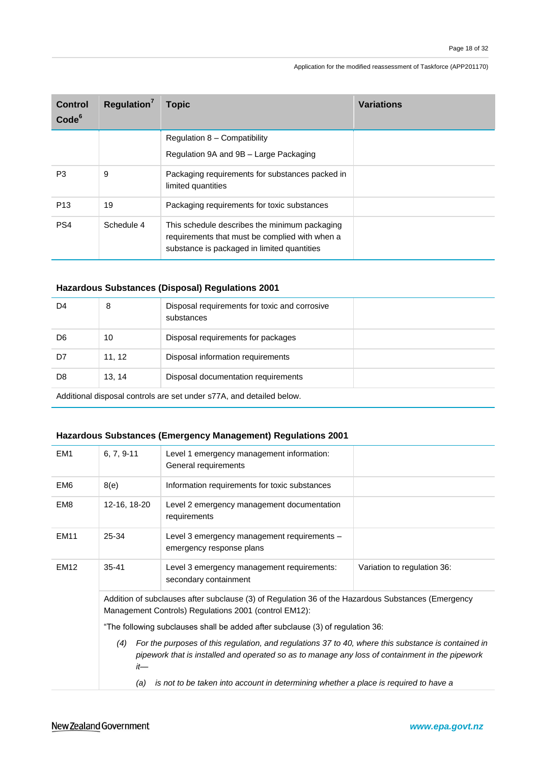| Control Code[6] | Regulation[7] | Topic | Variations |
|---|---|---|---|
| | | Regulation 8 – Compatibility<br>Regulation 9A and 9B – Large Packaging | |
| P3 | 9 | Packaging requirements for substances packed in limited quantities | |
| P13 | 19 | Packaging requirements for toxic substances | |
| PS4 | Schedule 4 | This schedule describes the minimum packaging requirements that must be complied with when a substance is packaged in limited quantities | |

**Hazardous Substances (Disposal) Regulations 2001**

| | | | |
|---|---|---|---|
| D4 | 8 | Disposal requirements for toxic and corrosive substances | |
| D6 | 10 | Disposal requirements for packages | |
| D7 | 11, 12 | Disposal information requirements | |
| D8 | 13, 14 | Disposal documentation requirements | |
| Additional disposal controls are set under s77A, and detailed below. | | | |

**Hazardous Substances (Emergency Management) Regulations 2001**

| | | | |
|---|---|---|---|
| EM1 | 6, 7, 9-11 | Level 1 emergency management information: General requirements | |
| EM6 | 8(e) | Information requirements for toxic substances | |
| EM8 | 12-16, 18-20 | Level 2 emergency management documentation requirements | |
| EM11 | 25-34 | Level 3 emergency management requirements – emergency response plans | |
| EM12 | 35-41 | Level 3 emergency management requirements: secondary containment | Variation to regulation 36: |
| | Addition of subclauses after subclause (3) of Regulation 36 of the Hazardous Substances (Emergency Management Controls) Regulations 2001 (control EM12):<br>"The following subclauses shall be added after subclause (3) of regulation 36:<br>*(4) For the purposes of this regulation, and regulations 37 to 40, where this substance is contained in pipework that is installed and operated so as to manage any loss of containment in the pipework it—*<br>*(a) is not to be taken into account in determining whether a place is required to have a* | | |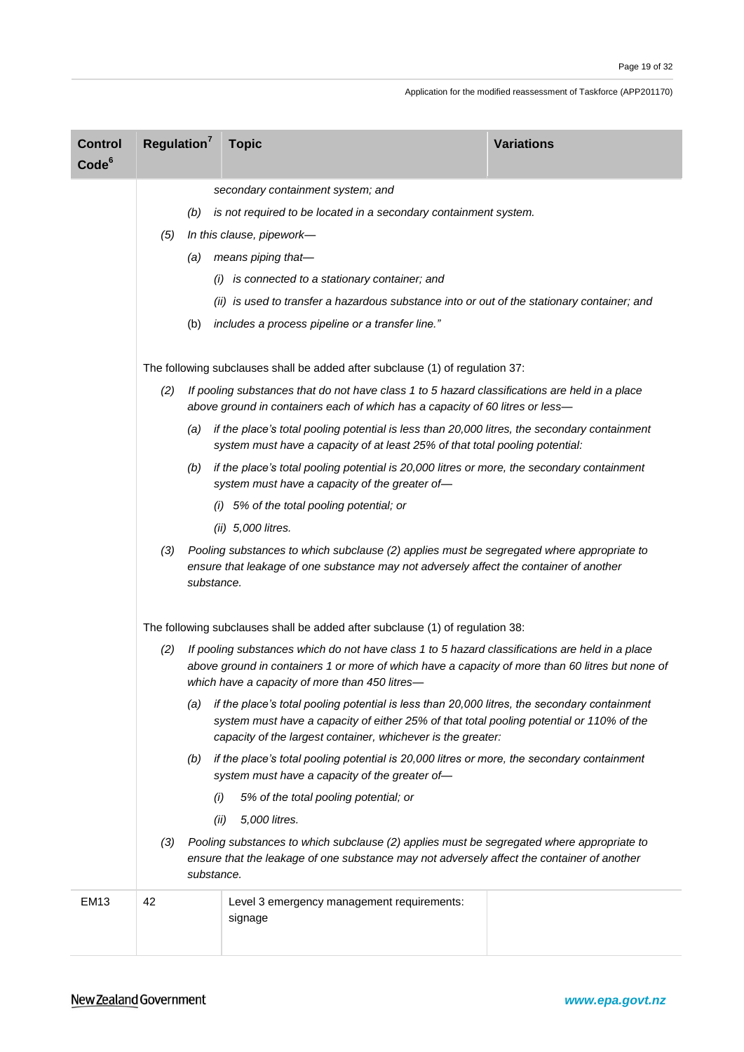| Control Code[6] | Regulation[7] | Topic | Variations |
|---|---|---|---|
| | *secondary containment system; and*<br>(b) *is not required to be located in a secondary containment system.*<br>(5) *In this clause, pipework—*<br>(a) *means piping that—*<br>(i) *is connected to a stationary container; and*<br>(ii) *is used to transfer a hazardous substance into or out of the stationary container; and*<br>(b) *includes a process pipeline or a transfer line."*<br><br>The following subclauses shall be added after subclause (1) of regulation 37:<br>(2) *If pooling substances that do not have class 1 to 5 hazard classifications are held in a place above ground in containers each of which has a capacity of 60 litres or less—*<br>(a) *if the place's total pooling potential is less than 20,000 litres, the secondary containment system must have a capacity of at least 25% of that total pooling potential:*<br>(b) *if the place's total pooling potential is 20,000 litres or more, the secondary containment system must have a capacity of the greater of—*<br>(i) *5% of the total pooling potential; or*<br>(ii) *5,000 litres.*<br>(3) *Pooling substances to which subclause (2) applies must be segregated where appropriate to ensure that leakage of one substance may not adversely affect the container of another substance.*<br><br>The following subclauses shall be added after subclause (1) of regulation 38:<br>(2) *If pooling substances which do not have class 1 to 5 hazard classifications are held in a place above ground in containers 1 or more of which have a capacity of more than 60 litres but none of which have a capacity of more than 450 litres—*<br>(a) *if the place's total pooling potential is less than 20,000 litres, the secondary containment system must have a capacity of either 25% of that total pooling potential or 110% of the capacity of the largest container, whichever is the greater:*<br>(b) *if the place's total pooling potential is 20,000 litres or more, the secondary containment system must have a capacity of the greater of—*<br>(i) *5% of the total pooling potential; or*<br>(ii) *5,000 litres.*<br>(3) *Pooling substances to which subclause (2) applies must be segregated where appropriate to ensure that the leakage of one substance may not adversely affect the container of another substance.* | | |
| EM13 | 42 | Level 3 emergency management requirements: signage | |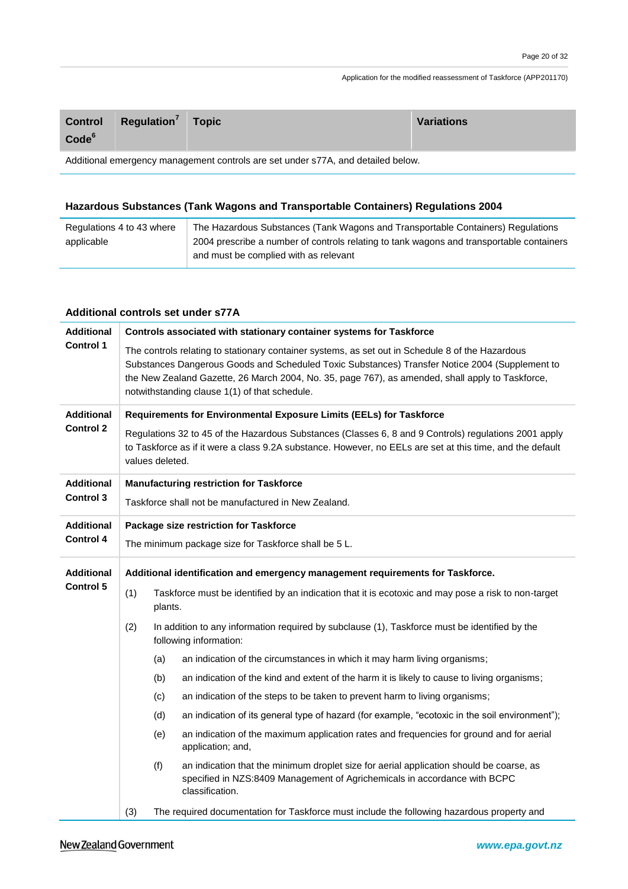| Control Code[6] | Regulation[7] | Topic | Variations |
|---|---|---|---|
| Additional emergency management controls are set under s77A, and detailed below. | | | |

### Hazardous Substances (Tank Wagons and Transportable Containers) Regulations 2004

| | |
|---|---|
| Regulations 4 to 43 where applicable | The Hazardous Substances (Tank Wagons and Transportable Containers) Regulations 2004 prescribe a number of controls relating to tank wagons and transportable containers and must be complied with as relevant |

### Additional controls set under s77A

| | |
|---|---|
| **Additional Control 1** | **Controls associated with stationary container systems for Taskforce**<br><br>The controls relating to stationary container systems, as set out in Schedule 8 of the Hazardous Substances Dangerous Goods and Scheduled Toxic Substances) Transfer Notice 2004 (Supplement to the New Zealand Gazette, 26 March 2004, No. 35, page 767), as amended, shall apply to Taskforce, notwithstanding clause 1(1) of that schedule. |
| **Additional Control 2** | **Requirements for Environmental Exposure Limits (EELs) for Taskforce**<br><br>Regulations 32 to 45 of the Hazardous Substances (Classes 6, 8 and 9 Controls) regulations 2001 apply to Taskforce as if it were a class 9.2A substance. However, no EELs are set at this time, and the default values deleted. |
| **Additional Control 3** | **Manufacturing restriction for Taskforce**<br><br>Taskforce shall not be manufactured in New Zealand. |
| **Additional Control 4** | **Package size restriction for Taskforce**<br><br>The minimum package size for Taskforce shall be 5 L. |
| **Additional Control 5** | **Additional identification and emergency management requirements for Taskforce.**<br><br>(1) Taskforce must be identified by an indication that it is ecotoxic and may pose a risk to non-target plants.<br><br>(2) In addition to any information required by subclause (1), Taskforce must be identified by the following information:<br><br>(a) an indication of the circumstances in which it may harm living organisms;<br><br>(b) an indication of the kind and extent of the harm it is likely to cause to living organisms;<br><br>(c) an indication of the steps to be taken to prevent harm to living organisms;<br><br>(d) an indication of its general type of hazard (for example, "ecotoxic in the soil environment");<br><br>(e) an indication of the maximum application rates and frequencies for ground and for aerial application; and,<br><br>(f) an indication that the minimum droplet size for aerial application should be coarse, as specified in NZS:8409 Management of Agrichemicals in accordance with BCPC classification.<br><br>(3) The required documentation for Taskforce must include the following hazardous property and |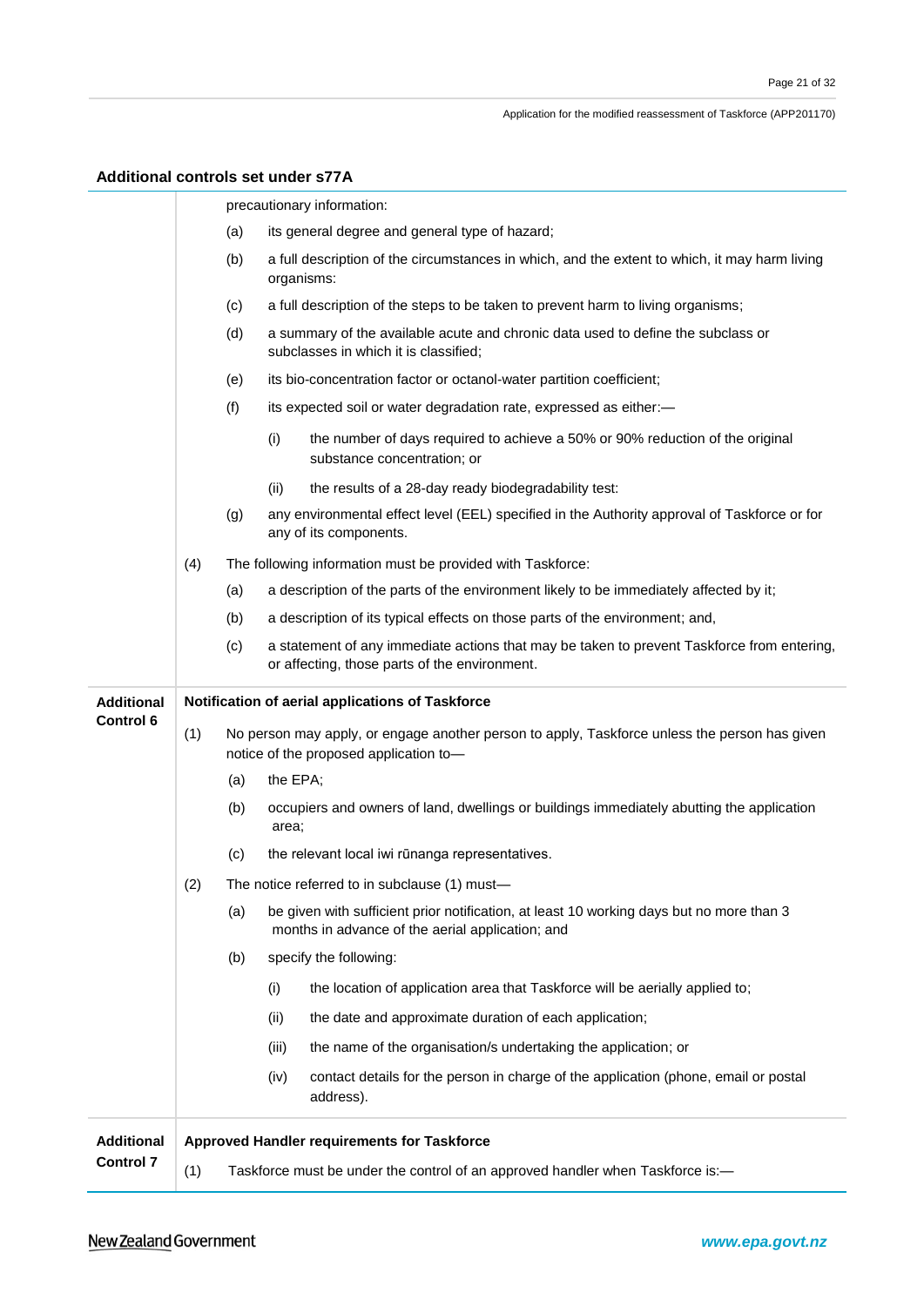## Additional controls set under s77A

| | |
|---|---|
| | precautionary information:<br>(a) its general degree and general type of hazard;<br>(b) a full description of the circumstances in which, and the extent to which, it may harm living organisms:<br>(c) a full description of the steps to be taken to prevent harm to living organisms;<br>(d) a summary of the available acute and chronic data used to define the subclass or subclasses in which it is classified;<br>(e) its bio-concentration factor or octanol-water partition coefficient;<br>(f) its expected soil or water degradation rate, expressed as either:—<br>(i) the number of days required to achieve a 50% or 90% reduction of the original substance concentration; or<br>(ii) the results of a 28-day ready biodegradability test:<br>(g) any environmental effect level (EEL) specified in the Authority approval of Taskforce or for any of its components.<br>(4) The following information must be provided with Taskforce:<br>(a) a description of the parts of the environment likely to be immediately affected by it;<br>(b) a description of its typical effects on those parts of the environment; and,<br>(c) a statement of any immediate actions that may be taken to prevent Taskforce from entering, or affecting, those parts of the environment. |
| **Additional Control 6** | **Notification of aerial applications of Taskforce**<br>(1) No person may apply, or engage another person to apply, Taskforce unless the person has given notice of the proposed application to—<br>(a) the EPA;<br>(b) occupiers and owners of land, dwellings or buildings immediately abutting the application area;<br>(c) the relevant local iwi rūnanga representatives.<br>(2) The notice referred to in subclause (1) must—<br>(a) be given with sufficient prior notification, at least 10 working days but no more than 3 months in advance of the aerial application; and<br>(b) specify the following:<br>(i) the location of application area that Taskforce will be aerially applied to;<br>(ii) the date and approximate duration of each application;<br>(iii) the name of the organisation/s undertaking the application; or<br>(iv) contact details for the person in charge of the application (phone, email or postal address). |
| **Additional Control 7** | **Approved Handler requirements for Taskforce**<br>(1) Taskforce must be under the control of an approved handler when Taskforce is:— |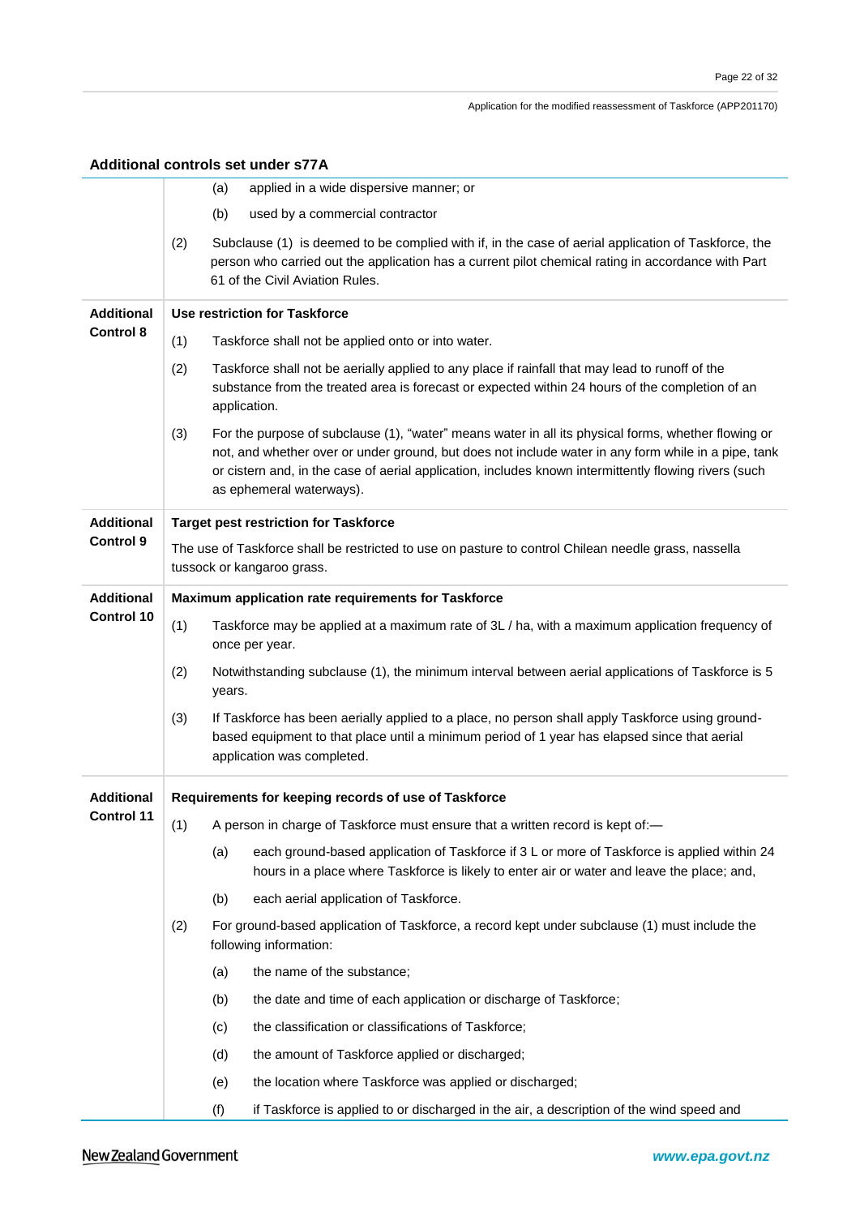### Additional controls set under s77A

| | |
|---|---|
| | (a) applied in a wide dispersive manner; or<br>(b) used by a commercial contractor<br>(2) Subclause (1) is deemed to be complied with if, in the case of aerial application of Taskforce, the person who carried out the application has a current pilot chemical rating in accordance with Part 61 of the Civil Aviation Rules. |
| **Additional Control 8** | **Use restriction for Taskforce**<br>(1) Taskforce shall not be applied onto or into water.<br>(2) Taskforce shall not be aerially applied to any place if rainfall that may lead to runoff of the substance from the treated area is forecast or expected within 24 hours of the completion of an application.<br>(3) For the purpose of subclause (1), "water" means water in all its physical forms, whether flowing or not, and whether over or under ground, but does not include water in any form while in a pipe, tank or cistern and, in the case of aerial application, includes known intermittently flowing rivers (such as ephemeral waterways). |
| **Additional Control 9** | **Target pest restriction for Taskforce**<br>The use of Taskforce shall be restricted to use on pasture to control Chilean needle grass, nassella tussock or kangaroo grass. |
| **Additional Control 10** | **Maximum application rate requirements for Taskforce**<br>(1) Taskforce may be applied at a maximum rate of 3L / ha, with a maximum application frequency of once per year.<br>(2) Notwithstanding subclause (1), the minimum interval between aerial applications of Taskforce is 5 years.<br>(3) If Taskforce has been aerially applied to a place, no person shall apply Taskforce using ground-based equipment to that place until a minimum period of 1 year has elapsed since that aerial application was completed. |
| **Additional Control 11** | **Requirements for keeping records of use of Taskforce**<br>(1) A person in charge of Taskforce must ensure that a written record is kept of:—<br>(a) each ground-based application of Taskforce if 3 L or more of Taskforce is applied within 24 hours in a place where Taskforce is likely to enter air or water and leave the place; and,<br>(b) each aerial application of Taskforce.<br>(2) For ground-based application of Taskforce, a record kept under subclause (1) must include the following information:<br>(a) the name of the substance;<br>(b) the date and time of each application or discharge of Taskforce;<br>(c) the classification or classifications of Taskforce;<br>(d) the amount of Taskforce applied or discharged;<br>(e) the location where Taskforce was applied or discharged;<br>(f) if Taskforce is applied to or discharged in the air, a description of the wind speed and |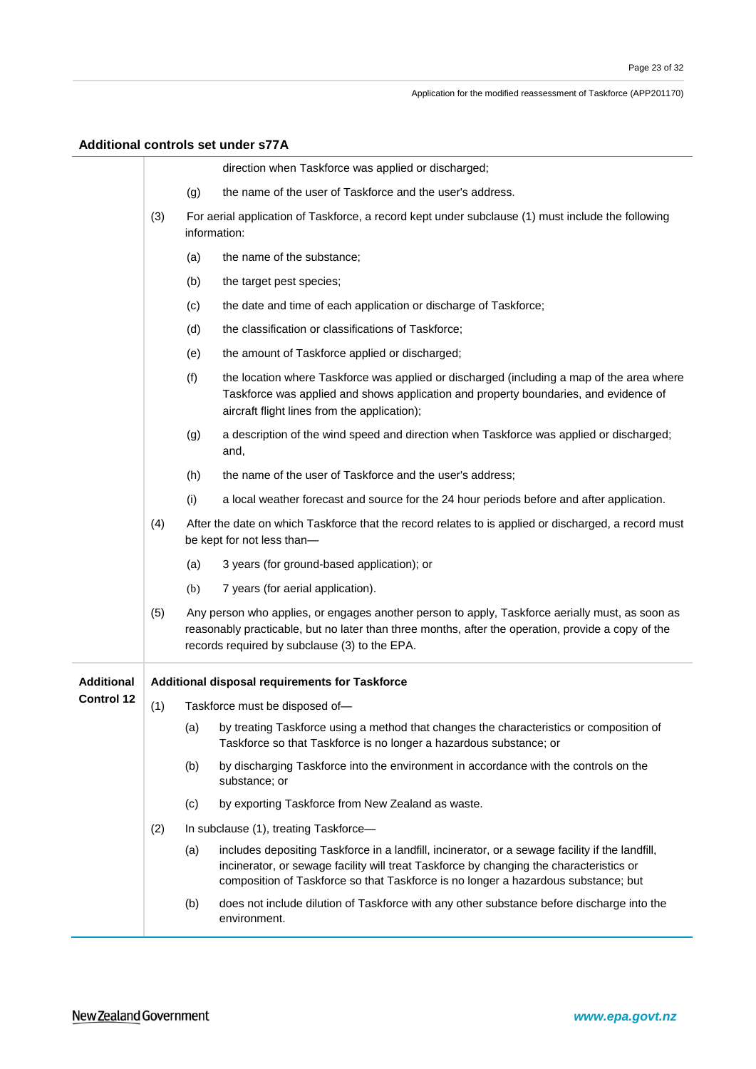**Additional controls set under s77A**

| | |
|---|---|
| | direction when Taskforce was applied or discharged;<br>(g) the name of the user of Taskforce and the user's address.<br>(3) For aerial application of Taskforce, a record kept under subclause (1) must include the following information:<br>(a) the name of the substance;<br>(b) the target pest species;<br>(c) the date and time of each application or discharge of Taskforce;<br>(d) the classification or classifications of Taskforce;<br>(e) the amount of Taskforce applied or discharged;<br>(f) the location where Taskforce was applied or discharged (including a map of the area where Taskforce was applied and shows application and property boundaries, and evidence of aircraft flight lines from the application);<br>(g) a description of the wind speed and direction when Taskforce was applied or discharged; and,<br>(h) the name of the user of Taskforce and the user's address;<br>(i) a local weather forecast and source for the 24 hour periods before and after application.<br>(4) After the date on which Taskforce that the record relates to is applied or discharged, a record must be kept for not less than—<br>(a) 3 years (for ground-based application); or<br>(b) 7 years (for aerial application).<br>(5) Any person who applies, or engages another person to apply, Taskforce aerially must, as soon as reasonably practicable, but no later than three months, after the operation, provide a copy of the records required by subclause (3) to the EPA. |
| **Additional Control 12** | **Additional disposal requirements for Taskforce**<br>(1) Taskforce must be disposed of—<br>(a) by treating Taskforce using a method that changes the characteristics or composition of Taskforce so that Taskforce is no longer a hazardous substance; or<br>(b) by discharging Taskforce into the environment in accordance with the controls on the substance; or<br>(c) by exporting Taskforce from New Zealand as waste.<br>(2) In subclause (1), treating Taskforce—<br>(a) includes depositing Taskforce in a landfill, incinerator, or a sewage facility if the landfill, incinerator, or sewage facility will treat Taskforce by changing the characteristics or composition of Taskforce so that Taskforce is no longer a hazardous substance; but<br>(b) does not include dilution of Taskforce with any other substance before discharge into the environment. |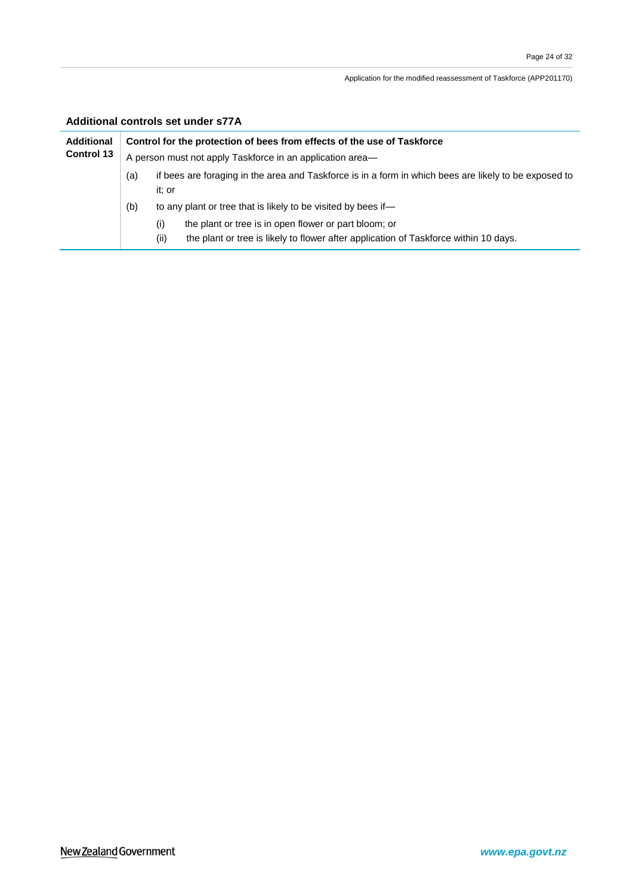### Additional controls set under s77A

| | |
|---|---|
| **Additional Control 13** | **Control for the protection of bees from effects of the use of Taskforce**<br>A person must not apply Taskforce in an application area—<br>(a) if bees are foraging in the area and Taskforce is in a form in which bees are likely to be exposed to it; or<br>(b) to any plant or tree that is likely to be visited by bees if—<br>(i) the plant or tree is in open flower or part bloom; or<br>(ii) the plant or tree is likely to flower after application of Taskforce within 10 days. |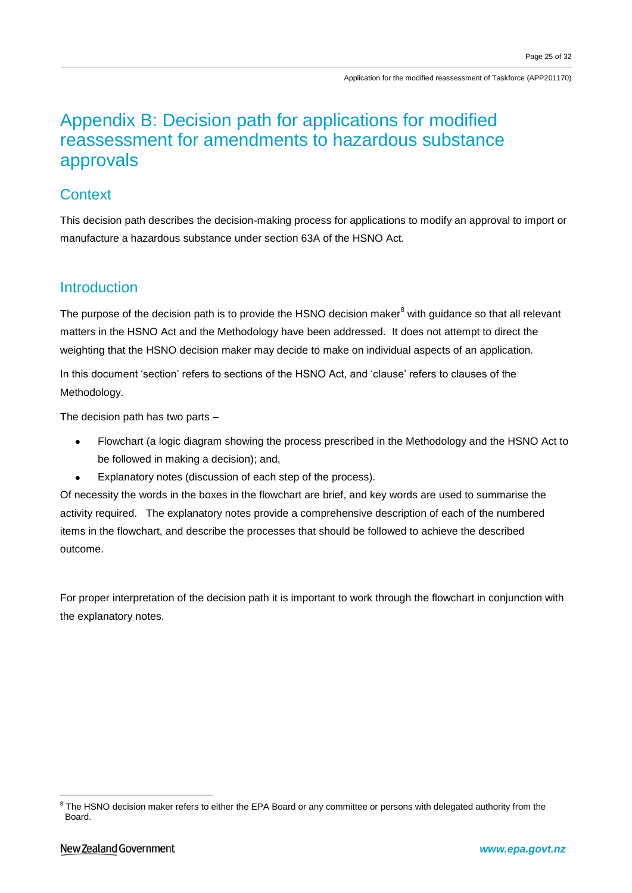# Appendix B: Decision path for applications for modified reassessment for amendments to hazardous substance approvals

## Context

This decision path describes the decision-making process for applications to modify an approval to import or manufacture a hazardous substance under section 63A of the HSNO Act.

## Introduction

The purpose of the decision path is to provide the HSNO decision maker[8] with guidance so that all relevant matters in the HSNO Act and the Methodology have been addressed. It does not attempt to direct the weighting that the HSNO decision maker may decide to make on individual aspects of an application.

In this document 'section' refers to sections of the HSNO Act, and 'clause' refers to clauses of the Methodology.

The decision path has two parts –

- Flowchart (a logic diagram showing the process prescribed in the Methodology and the HSNO Act to be followed in making a decision); and,
- Explanatory notes (discussion of each step of the process).

Of necessity the words in the boxes in the flowchart are brief, and key words are used to summarise the activity required. The explanatory notes provide a comprehensive description of each of the numbered items in the flowchart, and describe the processes that should be followed to achieve the described outcome.

For proper interpretation of the decision path it is important to work through the flowchart in conjunction with the explanatory notes.

[8] The HSNO decision maker refers to either the EPA Board or any committee or persons with delegated authority from the Board.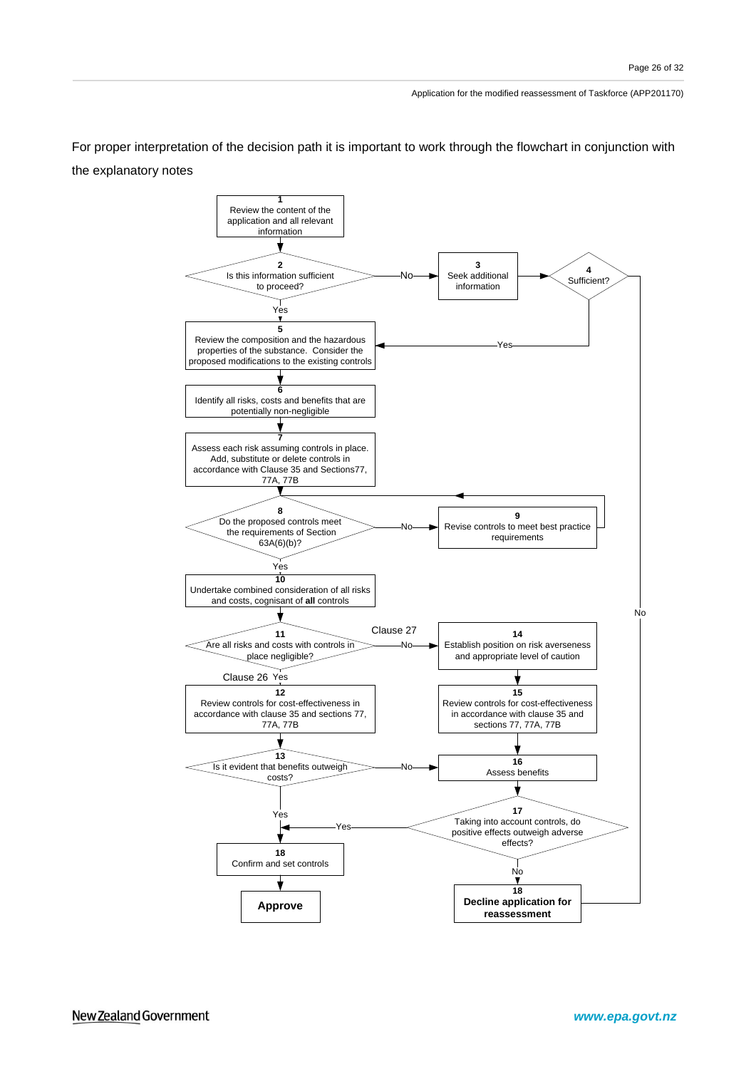For proper interpretation of the decision path it is important to work through the flowchart in conjunction with the explanatory notes

**1** Review the content of the application and all relevant information

**2** Is this information sufficient to proceed?
- Yes → 5
- No → 3

**3** Seek additional information

**4** Sufficient?
- Yes → 5
- No → 18 (Decline application for reassessment)

**5** Review the composition and the hazardous properties of the substance. Consider the proposed modifications to the existing controls

**6** Identify all risks, costs and benefits that are potentially non-negligible

**7** Assess each risk assuming controls in place. Add, substitute or delete controls in accordance with Clause 35 and Sections77, 77A, 77B

**8** Do the proposed controls meet the requirements of Section 63A(6)(b)?
- Yes → 10
- No → 9

**9** Revise controls to meet best practice requirements → 8

**10** Undertake combined consideration of all risks and costs, cognisant of **all** controls

**11** Are all risks and costs with controls in place negligible?
- Yes (Clause 26) → 12
- No (Clause 27) → 14

**12** Review controls for cost-effectiveness in accordance with clause 35 and sections 77, 77A, 77B

**13** Is it evident that benefits outweigh costs?
- Yes → 18 (Confirm and set controls)
- No → 16

**14** Establish position on risk averseness and appropriate level of caution

**15** Review controls for cost-effectiveness in accordance with clause 35 and sections 77, 77A, 77B

**16** Assess benefits

**17** Taking into account controls, do positive effects outweigh adverse effects?
- Yes → 18 (Confirm and set controls)
- No → 18 (Decline application for reassessment)

**18** Confirm and set controls → **Approve**

**18** **Decline application for reassessment**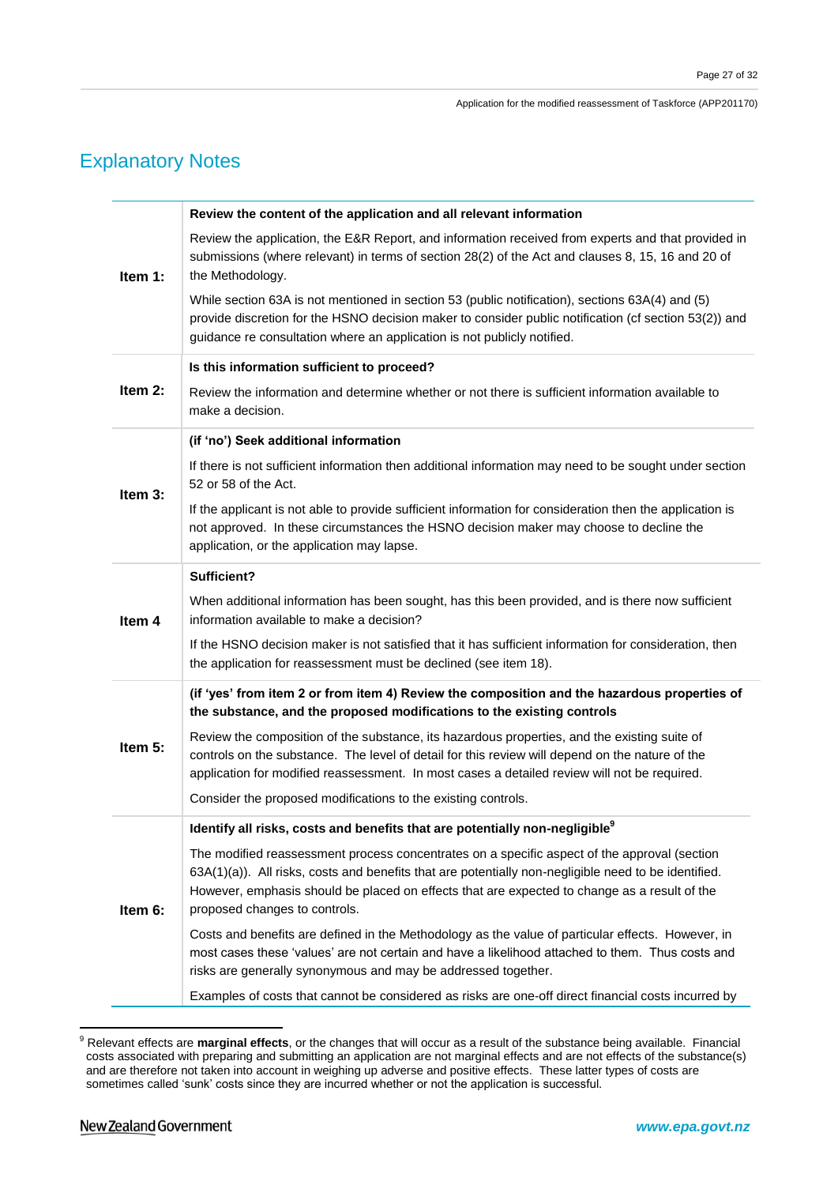## Explanatory Notes

| | |
|---|---|
| **Item 1:** | **Review the content of the application and all relevant information**<br><br>Review the application, the E&R Report, and information received from experts and that provided in submissions (where relevant) in terms of section 28(2) of the Act and clauses 8, 15, 16 and 20 of the Methodology.<br><br>While section 63A is not mentioned in section 53 (public notification), sections 63A(4) and (5) provide discretion for the HSNO decision maker to consider public notification (cf section 53(2)) and guidance re consultation where an application is not publicly notified. |
| **Item 2:** | **Is this information sufficient to proceed?**<br><br>Review the information and determine whether or not there is sufficient information available to make a decision. |
| **Item 3:** | **(if 'no') Seek additional information**<br><br>If there is not sufficient information then additional information may need to be sought under section 52 or 58 of the Act.<br><br>If the applicant is not able to provide sufficient information for consideration then the application is not approved. In these circumstances the HSNO decision maker may choose to decline the application, or the application may lapse. |
| **Item 4** | **Sufficient?**<br><br>When additional information has been sought, has this been provided, and is there now sufficient information available to make a decision?<br><br>If the HSNO decision maker is not satisfied that it has sufficient information for consideration, then the application for reassessment must be declined (see item 18). |
| **Item 5:** | **(if 'yes' from item 2 or from item 4) Review the composition and the hazardous properties of the substance, and the proposed modifications to the existing controls**<br><br>Review the composition of the substance, its hazardous properties, and the existing suite of controls on the substance. The level of detail for this review will depend on the nature of the application for modified reassessment. In most cases a detailed review will not be required.<br><br>Consider the proposed modifications to the existing controls. |
| **Item 6:** | **Identify all risks, costs and benefits that are potentially non-negligible[9]**<br><br>The modified reassessment process concentrates on a specific aspect of the approval (section 63A(1)(a)). All risks, costs and benefits that are potentially non-negligible need to be identified. However, emphasis should be placed on effects that are expected to change as a result of the proposed changes to controls.<br><br>Costs and benefits are defined in the Methodology as the value of particular effects. However, in most cases these 'values' are not certain and have a likelihood attached to them. Thus costs and risks are generally synonymous and may be addressed together.<br><br>Examples of costs that cannot be considered as risks are one-off direct financial costs incurred by |

[9] Relevant effects are **marginal effects**, or the changes that will occur as a result of the substance being available. Financial costs associated with preparing and submitting an application are not marginal effects and are not effects of the substance(s) and are therefore not taken into account in weighing up adverse and positive effects. These latter types of costs are sometimes called 'sunk' costs since they are incurred whether or not the application is successful.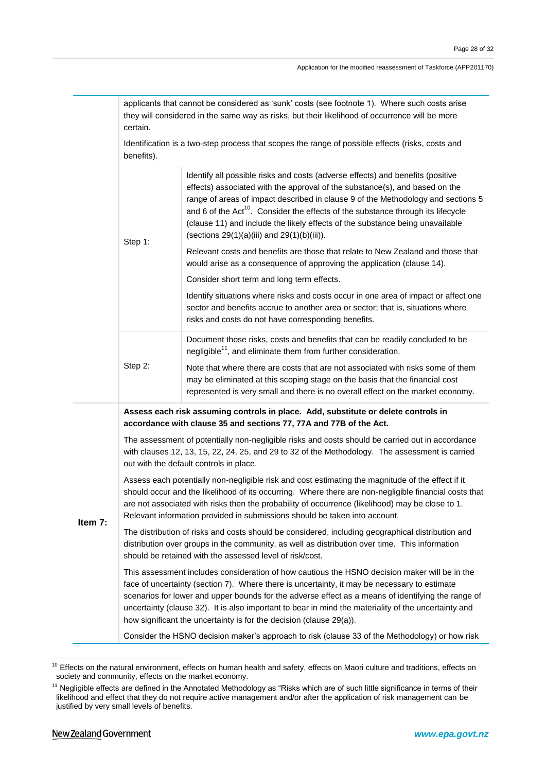| | | |
|---|---|---|
| | applicants that cannot be considered as 'sunk' costs (see footnote 1). Where such costs arise they will considered in the same way as risks, but their likelihood of occurrence will be more certain.<br><br>Identification is a two-step process that scopes the range of possible effects (risks, costs and benefits). | |
| | Step 1: | Identify all possible risks and costs (adverse effects) and benefits (positive effects) associated with the approval of the substance(s), and based on the range of areas of impact described in clause 9 of the Methodology and sections 5 and 6 of the Act[10]. Consider the effects of the substance through its lifecycle (clause 11) and include the likely effects of the substance being unavailable (sections 29(1)(a)(iii) and 29(1)(b)(iii)).<br><br>Relevant costs and benefits are those that relate to New Zealand and those that would arise as a consequence of approving the application (clause 14).<br><br>Consider short term and long term effects.<br><br>Identify situations where risks and costs occur in one area of impact or affect one sector and benefits accrue to another area or sector; that is, situations where risks and costs do not have corresponding benefits. |
| | Step 2: | Document those risks, costs and benefits that can be readily concluded to be negligible[11], and eliminate them from further consideration.<br><br>Note that where there are costs that are not associated with risks some of them may be eliminated at this scoping stage on the basis that the financial cost represented is very small and there is no overall effect on the market economy. |
| **Item 7:** | **Assess each risk assuming controls in place. Add, substitute or delete controls in accordance with clause 35 and sections 77, 77A and 77B of the Act.**<br><br>The assessment of potentially non-negligible risks and costs should be carried out in accordance with clauses 12, 13, 15, 22, 24, 25, and 29 to 32 of the Methodology. The assessment is carried out with the default controls in place.<br><br>Assess each potentially non-negligible risk and cost estimating the magnitude of the effect if it should occur and the likelihood of its occurring. Where there are non-negligible financial costs that are not associated with risks then the probability of occurrence (likelihood) may be close to 1. Relevant information provided in submissions should be taken into account.<br><br>The distribution of risks and costs should be considered, including geographical distribution and distribution over groups in the community, as well as distribution over time. This information should be retained with the assessed level of risk/cost.<br><br>This assessment includes consideration of how cautious the HSNO decision maker will be in the face of uncertainty (section 7). Where there is uncertainty, it may be necessary to estimate scenarios for lower and upper bounds for the adverse effect as a means of identifying the range of uncertainty (clause 32). It is also important to bear in mind the materiality of the uncertainty and how significant the uncertainty is for the decision (clause 29(a)).<br><br>Consider the HSNO decision maker's approach to risk (clause 33 of the Methodology) or how risk | |

[10] Effects on the natural environment, effects on human health and safety, effects on Maori culture and traditions, effects on society and community, effects on the market economy.

[11] Negligible effects are defined in the Annotated Methodology as "Risks which are of such little significance in terms of their likelihood and effect that they do not require active management and/or after the application of risk management can be justified by very small levels of benefits.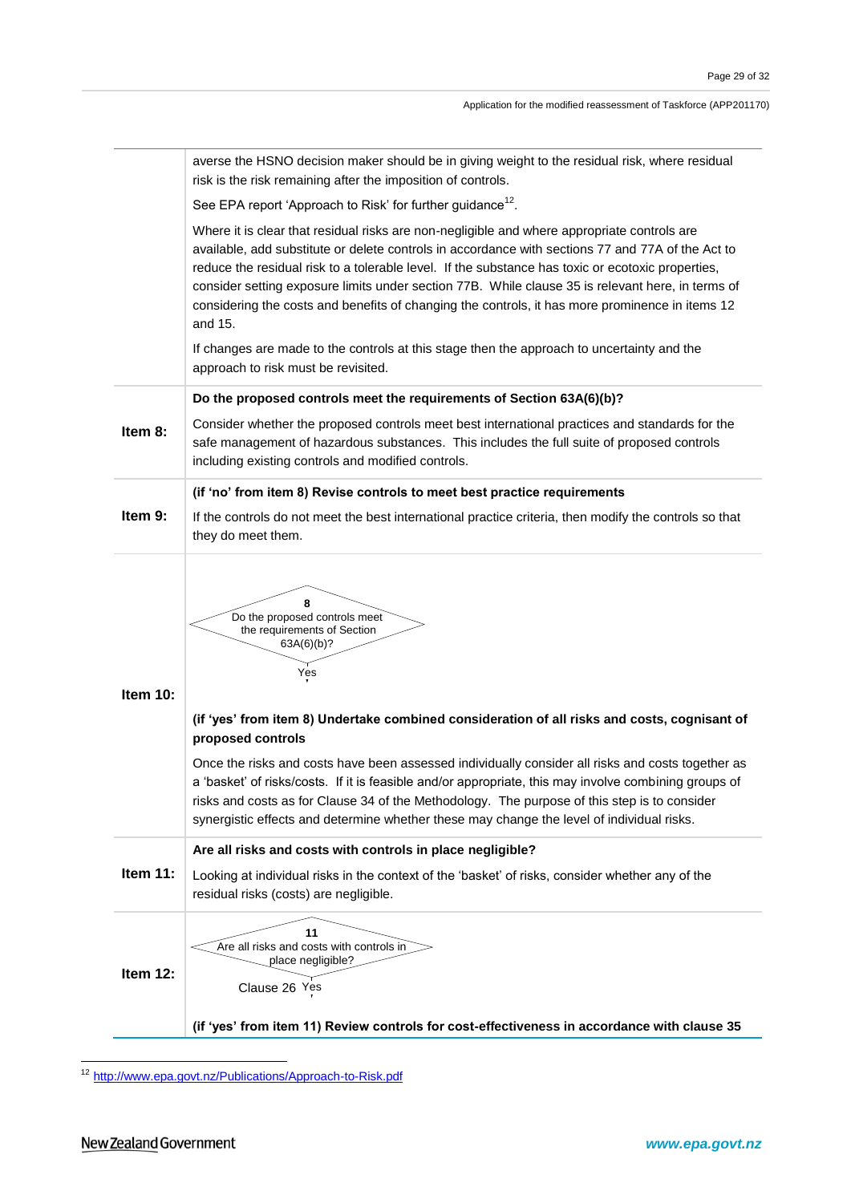| | |
|---|---|
| | averse the HSNO decision maker should be in giving weight to the residual risk, where residual risk is the risk remaining after the imposition of controls.<br><br>See EPA report 'Approach to Risk' for further guidance[12].<br><br>Where it is clear that residual risks are non-negligible and where appropriate controls are available, add substitute or delete controls in accordance with sections 77 and 77A of the Act to reduce the residual risk to a tolerable level. If the substance has toxic or ecotoxic properties, consider setting exposure limits under section 77B. While clause 35 is relevant here, in terms of considering the costs and benefits of changing the controls, it has more prominence in items 12 and 15.<br><br>If changes are made to the controls at this stage then the approach to uncertainty and the approach to risk must be revisited. |
| **Item 8:** | **Do the proposed controls meet the requirements of Section 63A(6)(b)?**<br><br>Consider whether the proposed controls meet best international practices and standards for the safe management of hazardous substances. This includes the full suite of proposed controls including existing controls and modified controls. |
| **Item 9:** | **(if 'no' from item 8) Revise controls to meet best practice requirements**<br><br>If the controls do not meet the best international practice criteria, then modify the controls so that they do meet them. |
| **Item 10:** | 8 Do the proposed controls meet the requirements of Section 63A(6)(b)? Yes<br><br>**(if 'yes' from item 8) Undertake combined consideration of all risks and costs, cognisant of proposed controls**<br><br>Once the risks and costs have been assessed individually consider all risks and costs together as a 'basket' of risks/costs. If it is feasible and/or appropriate, this may involve combining groups of risks and costs as for Clause 34 of the Methodology. The purpose of this step is to consider synergistic effects and determine whether these may change the level of individual risks. |
| **Item 11:** | **Are all risks and costs with controls in place negligible?**<br><br>Looking at individual risks in the context of the 'basket' of risks, consider whether any of the residual risks (costs) are negligible. |
| **Item 12:** | 11 Are all risks and costs with controls in place negligible? Clause 26 Yes<br><br>**(if 'yes' from item 11) Review controls for cost-effectiveness in accordance with clause 35** |

[12] http://www.epa.govt.nz/Publications/Approach-to-Risk.pdf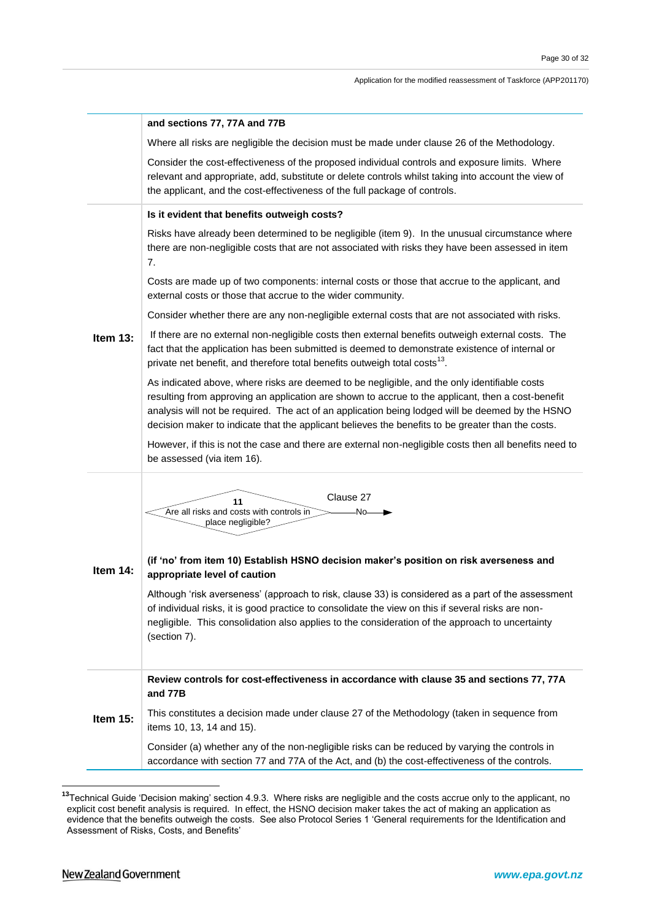| | |
|---|---|
| | **and sections 77, 77A and 77B**<br><br>Where all risks are negligible the decision must be made under clause 26 of the Methodology.<br><br>Consider the cost-effectiveness of the proposed individual controls and exposure limits. Where relevant and appropriate, add, substitute or delete controls whilst taking into account the view of the applicant, and the cost-effectiveness of the full package of controls. |
| **Item 13:** | **Is it evident that benefits outweigh costs?**<br><br>Risks have already been determined to be negligible (item 9). In the unusual circumstance where there are non-negligible costs that are not associated with risks they have been assessed in item 7.<br><br>Costs are made up of two components: internal costs or those that accrue to the applicant, and external costs or those that accrue to the wider community.<br><br>Consider whether there are any non-negligible external costs that are not associated with risks.<br><br>If there are no external non-negligible costs then external benefits outweigh external costs. The fact that the application has been submitted is deemed to demonstrate existence of internal or private net benefit, and therefore total benefits outweigh total costs[13].<br><br>As indicated above, where risks are deemed to be negligible, and the only identifiable costs resulting from approving an application are shown to accrue to the applicant, then a cost-benefit analysis will not be required. The act of an application being lodged will be deemed by the HSNO decision maker to indicate that the applicant believes the benefits to be greater than the costs.<br><br>However, if this is not the case and there are external non-negligible costs then all benefits need to be assessed (via item 16). |
| **Item 14:** | 11<br>Are all risks and costs with controls in place negligible? — No → Clause 27<br><br>**(if 'no' from item 10) Establish HSNO decision maker's position on risk averseness and appropriate level of caution**<br><br>Although 'risk averseness' (approach to risk, clause 33) is considered as a part of the assessment of individual risks, it is good practice to consolidate the view on this if several risks are non-negligible. This consolidation also applies to the consideration of the approach to uncertainty (section 7). |
| **Item 15:** | **Review controls for cost-effectiveness in accordance with clause 35 and sections 77, 77A and 77B**<br><br>This constitutes a decision made under clause 27 of the Methodology (taken in sequence from items 10, 13, 14 and 15).<br><br>Consider (a) whether any of the non-negligible risks can be reduced by varying the controls in accordance with section 77 and 77A of the Act, and (b) the cost-effectiveness of the controls. |

[13] Technical Guide 'Decision making' section 4.9.3. Where risks are negligible and the costs accrue only to the applicant, no explicit cost benefit analysis is required. In effect, the HSNO decision maker takes the act of making an application as evidence that the benefits outweigh the costs. See also Protocol Series 1 'General requirements for the Identification and Assessment of Risks, Costs, and Benefits'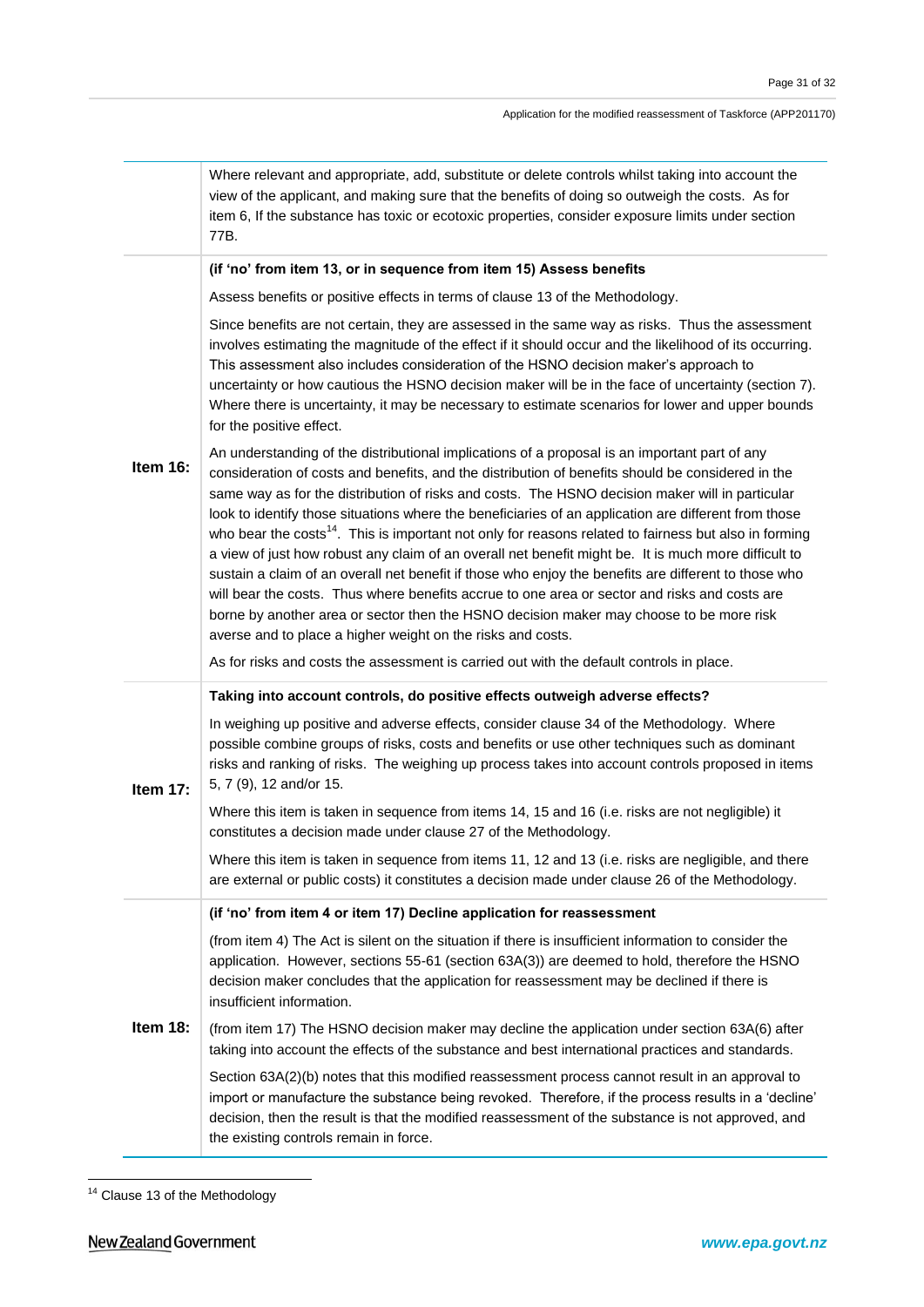| | |
|---|---|
| | Where relevant and appropriate, add, substitute or delete controls whilst taking into account the view of the applicant, and making sure that the benefits of doing so outweigh the costs. As for item 6, If the substance has toxic or ecotoxic properties, consider exposure limits under section 77B. |
| **Item 16:** | **(if 'no' from item 13, or in sequence from item 15) Assess benefits**<br><br>Assess benefits or positive effects in terms of clause 13 of the Methodology.<br><br>Since benefits are not certain, they are assessed in the same way as risks. Thus the assessment involves estimating the magnitude of the effect if it should occur and the likelihood of its occurring. This assessment also includes consideration of the HSNO decision maker's approach to uncertainty or how cautious the HSNO decision maker will be in the face of uncertainty (section 7). Where there is uncertainty, it may be necessary to estimate scenarios for lower and upper bounds for the positive effect.<br><br>An understanding of the distributional implications of a proposal is an important part of any consideration of costs and benefits, and the distribution of benefits should be considered in the same way as for the distribution of risks and costs. The HSNO decision maker will in particular look to identify those situations where the beneficiaries of an application are different from those who bear the costs[14]. This is important not only for reasons related to fairness but also in forming a view of just how robust any claim of an overall net benefit might be. It is much more difficult to sustain a claim of an overall net benefit if those who enjoy the benefits are different to those who will bear the costs. Thus where benefits accrue to one area or sector and risks and costs are borne by another area or sector then the HSNO decision maker may choose to be more risk averse and to place a higher weight on the risks and costs.<br><br>As for risks and costs the assessment is carried out with the default controls in place. |
| **Item 17:** | **Taking into account controls, do positive effects outweigh adverse effects?**<br><br>In weighing up positive and adverse effects, consider clause 34 of the Methodology. Where possible combine groups of risks, costs and benefits or use other techniques such as dominant risks and ranking of risks. The weighing up process takes into account controls proposed in items 5, 7 (9), 12 and/or 15.<br><br>Where this item is taken in sequence from items 14, 15 and 16 (i.e. risks are not negligible) it constitutes a decision made under clause 27 of the Methodology.<br><br>Where this item is taken in sequence from items 11, 12 and 13 (i.e. risks are negligible, and there are external or public costs) it constitutes a decision made under clause 26 of the Methodology. |
| **Item 18:** | **(if 'no' from item 4 or item 17) Decline application for reassessment**<br><br>(from item 4) The Act is silent on the situation if there is insufficient information to consider the application. However, sections 55-61 (section 63A(3)) are deemed to hold, therefore the HSNO decision maker concludes that the application for reassessment may be declined if there is insufficient information.<br><br>(from item 17) The HSNO decision maker may decline the application under section 63A(6) after taking into account the effects of the substance and best international practices and standards.<br><br>Section 63A(2)(b) notes that this modified reassessment process cannot result in an approval to import or manufacture the substance being revoked. Therefore, if the process results in a 'decline' decision, then the result is that the modified reassessment of the substance is not approved, and the existing controls remain in force. |

[14] Clause 13 of the Methodology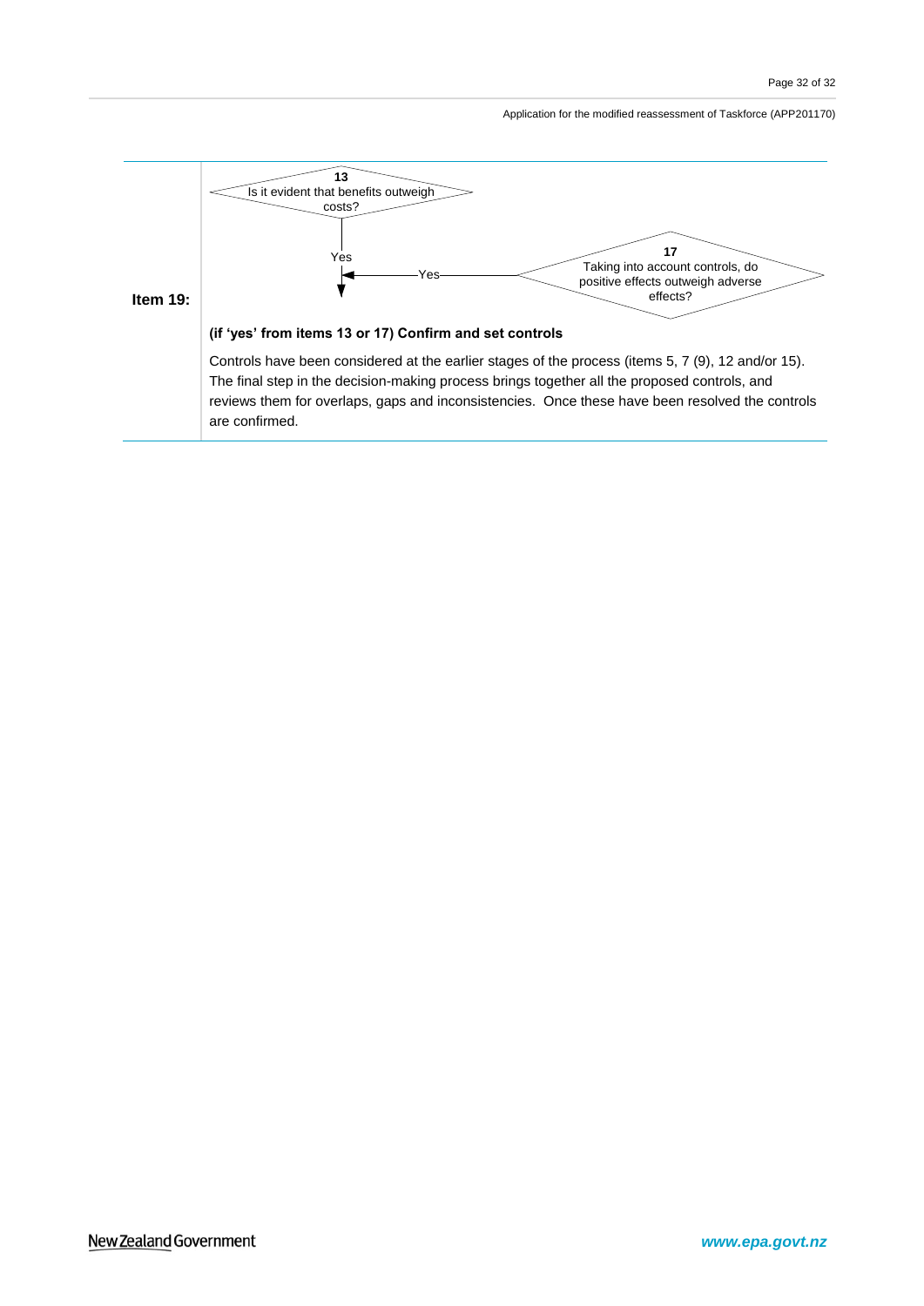**Item 19:**

13
Is it evident that benefits outweigh costs?

Yes

17
Taking into account controls, do positive effects outweigh adverse effects?

Yes

**(if 'yes' from items 13 or 17) Confirm and set controls**

Controls have been considered at the earlier stages of the process (items 5, 7 (9), 12 and/or 15). The final step in the decision-making process brings together all the proposed controls, and reviews them for overlaps, gaps and inconsistencies. Once these have been resolved the controls are confirmed.